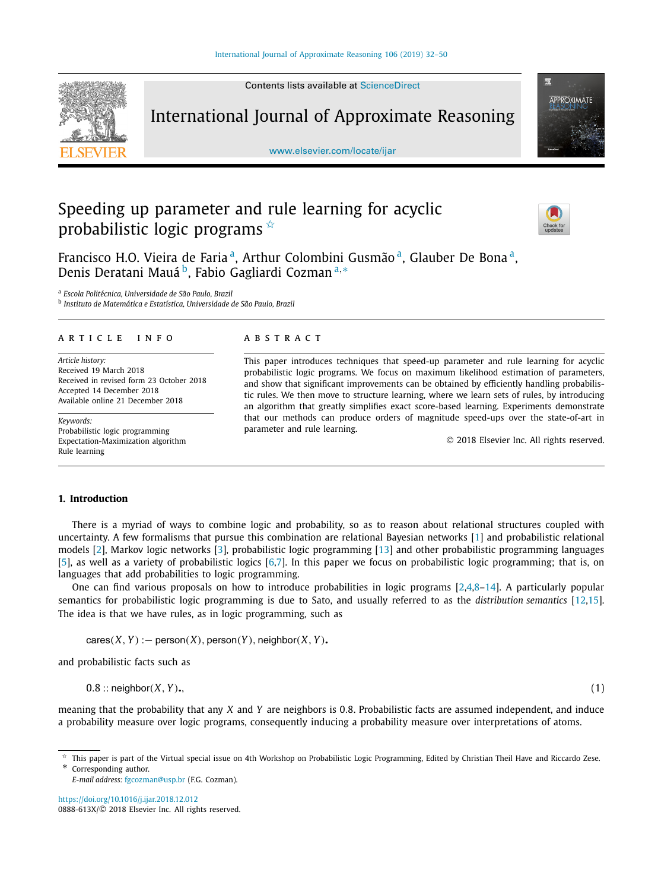# Speeding up parameter and rule learning for acyclic probabilistic logic programs ☆

Francisco H.O. Vieira de Faria [a], Arthur Colombini Gusmão [a], Glauber De Bona [a], Denis Deratani Mauá [b], Fabio Gagliardi Cozman [a,*]

[a] Escola Politécnica, Universidade de São Paulo, Brazil
[b] Instituto de Matemática e Estatística, Universidade de São Paulo, Brazil

**ARTICLE INFO**

*Article history:*
Received 19 March 2018
Received in revised form 23 October 2018
Accepted 14 December 2018
Available online 21 December 2018

*Keywords:*
Probabilistic logic programming
Expectation-Maximization algorithm
Rule learning

**ABSTRACT**

This paper introduces techniques that speed-up parameter and rule learning for acyclic probabilistic logic programs. We focus on maximum likelihood estimation of parameters, and show that significant improvements can be obtained by efficiently handling probabilistic rules. We then move to structure learning, where we learn sets of rules, by introducing an algorithm that greatly simplifies exact score-based learning. Experiments demonstrate that our methods can produce orders of magnitude speed-ups over the state-of-art in parameter and rule learning.

© 2018 Elsevier Inc. All rights reserved.

## 1. Introduction

There is a myriad of ways to combine logic and probability, so as to reason about relational structures coupled with uncertainty. A few formalisms that pursue this combination are relational Bayesian networks [1] and probabilistic relational models [2], Markov logic networks [3], probabilistic logic programming [13] and other probabilistic programming languages [5], as well as a variety of probabilistic logics [6,7]. In this paper we focus on probabilistic logic programming; that is, on languages that add probabilities to logic programming.

One can find various proposals on how to introduce probabilities in logic programs [2,4,8–14]. A particularly popular semantics for probabilistic logic programming is due to Sato, and usually referred to as the *distribution semantics* [12,15]. The idea is that we have rules, as in logic programming, such as

$$\mathsf{cares}(X, Y) :- \mathsf{person}(X), \mathsf{person}(Y), \mathsf{neighbor}(X, Y).$$

and probabilistic facts such as

$$0.8 :: \mathsf{neighbor}(X, Y)., \tag{1}$$

meaning that the probability that any $X$ and $Y$ are neighbors is 0.8. Probabilistic facts are assumed independent, and induce a probability measure over logic programs, consequently inducing a probability measure over interpretations of atoms.

☆ This paper is part of the Virtual special issue on 4th Workshop on Probabilistic Logic Programming, Edited by Christian Theil Have and Riccardo Zese.
\* Corresponding author.
*E-mail address:* fgcozman@usp.br (F.G. Cozman).

https://doi.org/10.1016/j.ijar.2018.12.012
0888-613X/© 2018 Elsevier Inc. All rights reserved.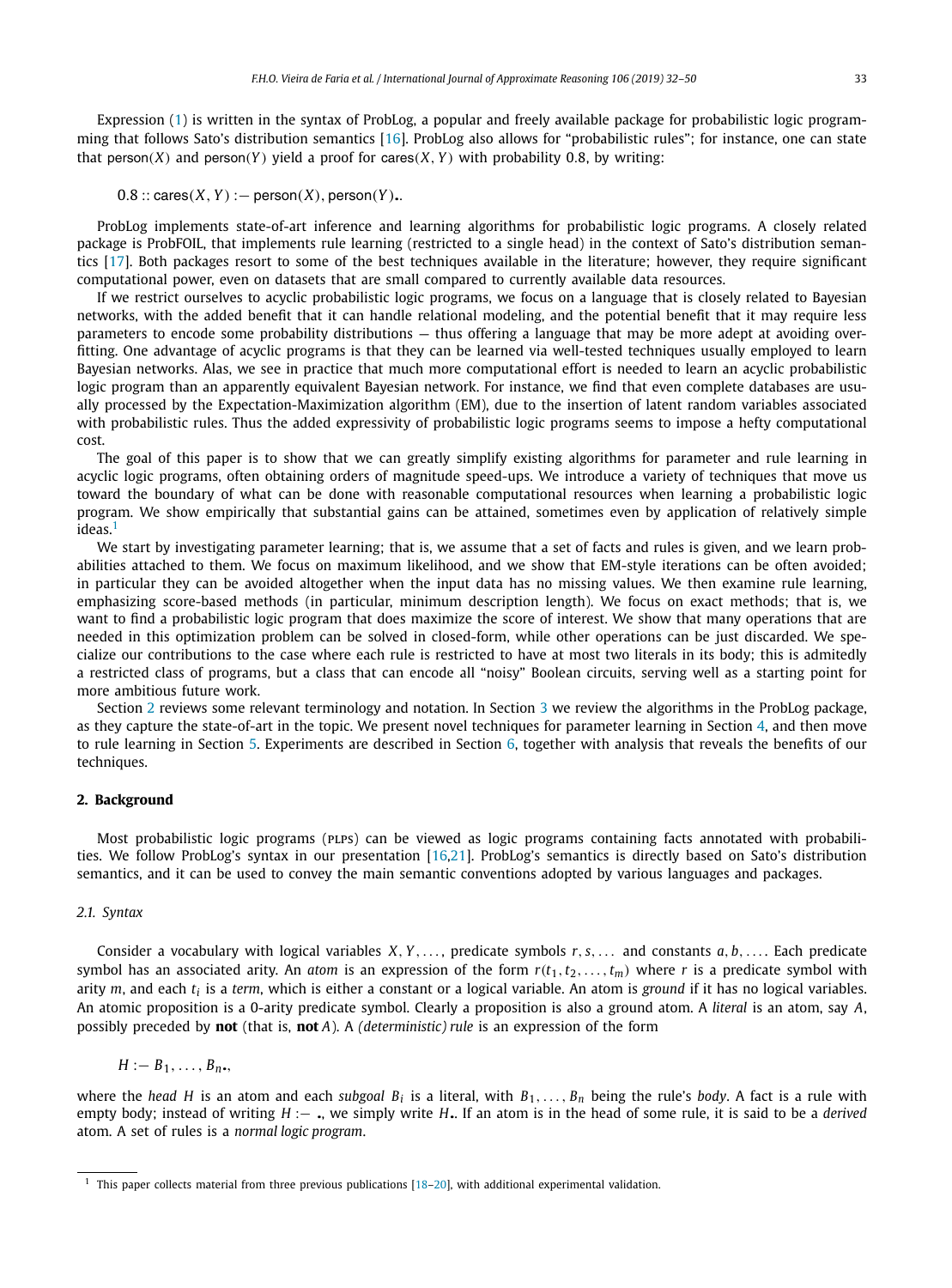Expression (1) is written in the syntax of ProbLog, a popular and freely available package for probabilistic logic programming that follows Sato's distribution semantics [16]. ProbLog also allows for "probabilistic rules"; for instance, one can state that person($X$) and person($Y$) yield a proof for cares($X, Y$) with probability 0.8, by writing:

$$0.8 :: \text{cares}(X, Y) :- \text{person}(X), \text{person}(Y)..$$

ProbLog implements state-of-art inference and learning algorithms for probabilistic logic programs. A closely related package is ProbFOIL, that implements rule learning (restricted to a single head) in the context of Sato's distribution semantics [17]. Both packages resort to some of the best techniques available in the literature; however, they require significant computational power, even on datasets that are small compared to currently available data resources.

If we restrict ourselves to acyclic probabilistic logic programs, we focus on a language that is closely related to Bayesian networks, with the added benefit that it can handle relational modeling, and the potential benefit that it may require less parameters to encode some probability distributions — thus offering a language that may be more adept at avoiding overfitting. One advantage of acyclic programs is that they can be learned via well-tested techniques usually employed to learn Bayesian networks. Alas, we see in practice that much more computational effort is needed to learn an acyclic probabilistic logic program than an apparently equivalent Bayesian network. For instance, we find that even complete databases are usually processed by the Expectation-Maximization algorithm (EM), due to the insertion of latent random variables associated with probabilistic rules. Thus the added expressivity of probabilistic logic programs seems to impose a hefty computational cost.

The goal of this paper is to show that we can greatly simplify existing algorithms for parameter and rule learning in acyclic logic programs, often obtaining orders of magnitude speed-ups. We introduce a variety of techniques that move us toward the boundary of what can be done with reasonable computational resources when learning a probabilistic logic program. We show empirically that substantial gains can be attained, sometimes even by application of relatively simple ideas.[1]

We start by investigating parameter learning; that is, we assume that a set of facts and rules is given, and we learn probabilities attached to them. We focus on maximum likelihood, and we show that EM-style iterations can be often avoided; in particular they can be avoided altogether when the input data has no missing values. We then examine rule learning, emphasizing score-based methods (in particular, minimum description length). We focus on exact methods; that is, we want to find a probabilistic logic program that does maximize the score of interest. We show that many operations that are needed in this optimization problem can be solved in closed-form, while other operations can be just discarded. We specialize our contributions to the case where each rule is restricted to have at most two literals in its body; this is admittedly a restricted class of programs, but a class that can encode all "noisy" Boolean circuits, serving well as a starting point for more ambitious future work.

Section 2 reviews some relevant terminology and notation. In Section 3 we review the algorithms in the ProbLog package, as they capture the state-of-art in the topic. We present novel techniques for parameter learning in Section 4, and then move to rule learning in Section 5. Experiments are described in Section 6, together with analysis that reveals the benefits of our techniques.

## 2. Background

Most probabilistic logic programs (PLPs) can be viewed as logic programs containing facts annotated with probabilities. We follow ProbLog's syntax in our presentation [16,21]. ProbLog's semantics is directly based on Sato's distribution semantics, and it can be used to convey the main semantic conventions adopted by various languages and packages.

### 2.1. Syntax

Consider a vocabulary with logical variables $X, Y, \ldots$, predicate symbols $r, s, \ldots$ and constants $a, b, \ldots$. Each predicate symbol has an associated arity. An *atom* is an expression of the form $r(t_1, t_2, \ldots, t_m)$ where $r$ is a predicate symbol with arity $m$, and each $t_i$ is a *term*, which is either a constant or a logical variable. An atom is *ground* if it has no logical variables. An atomic proposition is a 0-arity predicate symbol. Clearly a proposition is also a ground atom. A *literal* is an atom, say $A$, possibly preceded by **not** (that is, **not** $A$). A *(deterministic) rule* is an expression of the form

$$H :- B_1, \ldots, B_n.,$$

where the *head* $H$ is an atom and each *subgoal* $B_i$ is a literal, with $B_1, \ldots, B_n$ being the rule's *body*. A fact is a rule with empty body; instead of writing $H :- .$, we simply write $H.$. If an atom is in the head of some rule, it is said to be a *derived* atom. A set of rules is a *normal logic program*.

[1] This paper collects material from three previous publications [18–20], with additional experimental validation.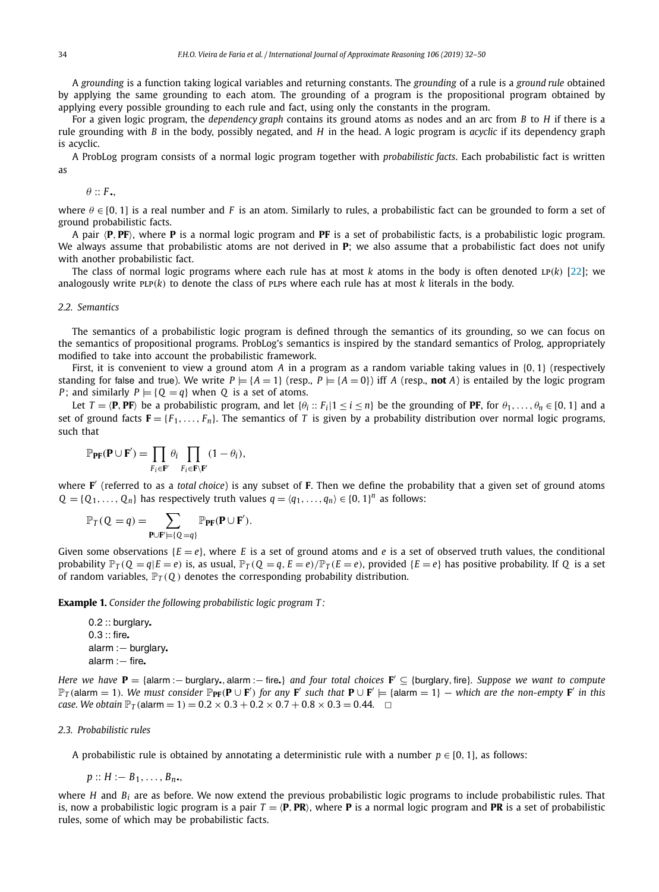A *grounding* is a function taking logical variables and returning constants. The *grounding* of a rule is a *ground rule* obtained by applying the same grounding to each atom. The grounding of a program is the propositional program obtained by applying every possible grounding to each rule and fact, using only the constants in the program.

For a given logic program, the *dependency graph* contains its ground atoms as nodes and an arc from $B$ to $H$ if there is a rule grounding with $B$ in the body, possibly negated, and $H$ in the head. A logic program is *acyclic* if its dependency graph is acyclic.

A ProbLog program consists of a normal logic program together with *probabilistic facts*. Each probabilistic fact is written as

$$\theta :: F.,$$

where $\theta \in [0, 1]$ is a real number and $F$ is an atom. Similarly to rules, a probabilistic fact can be grounded to form a set of ground probabilistic facts.

A pair $\langle \mathbf{P}, \mathbf{PF} \rangle$, where $\mathbf{P}$ is a normal logic program and $\mathbf{PF}$ is a set of probabilistic facts, is a probabilistic logic program. We always assume that probabilistic atoms are not derived in $\mathbf{P}$; we also assume that a probabilistic fact does not unify with another probabilistic fact.

The class of normal logic programs where each rule has at most $k$ atoms in the body is often denoted $\text{LP}(k)$ [22]; we analogously write $\text{PLP}(k)$ to denote the class of PLPs where each rule has at most $k$ literals in the body.

### 2.2. Semantics

The semantics of a probabilistic logic program is defined through the semantics of its grounding, so we can focus on the semantics of propositional programs. ProbLog's semantics is inspired by the standard semantics of Prolog, appropriately modified to take into account the probabilistic framework.

First, it is convenient to view a ground atom $A$ in a program as a random variable taking values in $\{0, 1\}$ (respectively standing for false and true). We write $P \models \{A = 1\}$ (resp., $P \models \{A = 0\}$) iff $A$ (resp., **not** $A$) is entailed by the logic program $P$; and similarly $P \models \{Q = q\}$ when $Q$ is a set of atoms.

Let $T = \langle \mathbf{P}, \mathbf{PF} \rangle$ be a probabilistic program, and let $\{\theta_i :: F_i | 1 \le i \le n\}$ be the grounding of $\mathbf{PF}$, for $\theta_1, \ldots, \theta_n \in [0, 1]$ and a set of ground facts $\mathbf{F} = \{F_1, \ldots, F_n\}$. The semantics of $T$ is given by a probability distribution over normal logic programs, such that

$$\mathbb{P}_{\mathbf{PF}}(\mathbf{P} \cup \mathbf{F}') = \prod_{F_i \in \mathbf{F}'} \theta_i \prod_{F_i \in \mathbf{F} \setminus \mathbf{F}'} (1 - \theta_i),$$

where $\mathbf{F}'$ (referred to as a *total choice*) is any subset of $\mathbf{F}$. Then we define the probability that a given set of ground atoms $Q = \{Q_1, \ldots, Q_n\}$ has respectively truth values $q = \langle q_1, \ldots, q_n \rangle \in \{0, 1\}^n$ as follows:

$$\mathbb{P}_T(Q = q) = \sum_{\mathbf{P} \cup \mathbf{F}' \models \{Q = q\}} \mathbb{P}_{\mathbf{PF}}(\mathbf{P} \cup \mathbf{F}').$$

Given some observations $\{E = e\}$, where $E$ is a set of ground atoms and $e$ is a set of observed truth values, the conditional probability $\mathbb{P}_T(Q = q | E = e)$ is, as usual, $\mathbb{P}_T(Q = q, E = e)/\mathbb{P}_T(E = e)$, provided $\{E = e\}$ has positive probability. If $Q$ is a set of random variables, $\mathbb{P}_T(Q)$ denotes the corresponding probability distribution.

**Example 1.** *Consider the following probabilistic logic program $T$:*

```
0.2 :: burglary.
0.3 :: fire.
alarm :− burglary.
alarm :− fire.
```

*Here we have $\mathbf{P} = \{\text{alarm :− burglary., alarm :− fire.}\}$ and four total choices $\mathbf{F}' \subseteq \{\text{burglary, fire}\}$. Suppose we want to compute $\mathbb{P}_T(\text{alarm} = 1)$. We must consider $\mathbb{P}_{\mathbf{PF}}(\mathbf{P} \cup \mathbf{F}')$ for any $\mathbf{F}'$ such that $\mathbf{P} \cup \mathbf{F}' \models \{\text{alarm} = 1\}$ — which are the non-empty $\mathbf{F}'$ in this case. We obtain $\mathbb{P}_T(\text{alarm} = 1) = 0.2 \times 0.3 + 0.2 \times 0.7 + 0.8 \times 0.3 = 0.44$.* □

### 2.3. Probabilistic rules

A probabilistic rule is obtained by annotating a deterministic rule with a number $p \in [0, 1]$, as follows:

$$p :: H :- B_1, \ldots, B_n.,$$

where $H$ and $B_i$ are as before. We now extend the previous probabilistic logic programs to include probabilistic rules. That is, now a probabilistic logic program is a pair $T = \langle \mathbf{P}, \mathbf{PR} \rangle$, where $\mathbf{P}$ is a normal logic program and $\mathbf{PR}$ is a set of probabilistic rules, some of which may be probabilistic facts.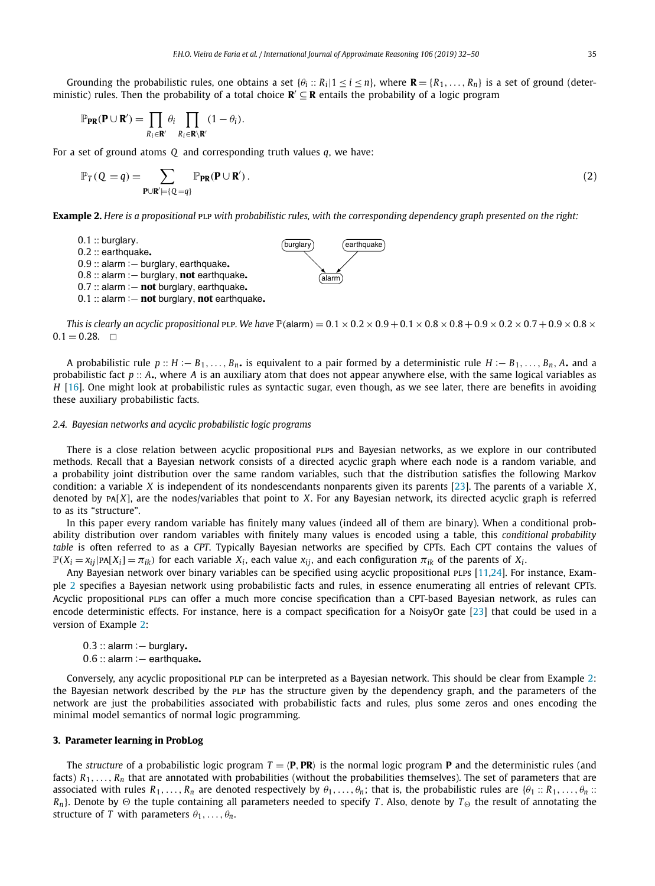Grounding the probabilistic rules, one obtains a set $\{\theta_i :: R_i | 1 \le i \le n\}$, where $\mathbf{R} = \{R_1, \ldots, R_n\}$ is a set of ground (deterministic) rules. Then the probability of a total choice $\mathbf{R}' \subseteq \mathbf{R}$ entails the probability of a logic program

$$\mathbb{P}_{\mathbf{PR}}(\mathbf{P} \cup \mathbf{R}') = \prod_{R_i \in \mathbf{R}'} \theta_i \prod_{R_i \in \mathbf{R} \setminus \mathbf{R}'} (1 - \theta_i).$$

For a set of ground atoms $Q$ and corresponding truth values $q$, we have:

$$\mathbb{P}_T(Q = q) = \sum_{\mathbf{P} \cup \mathbf{R}' \models \{Q = q\}} \mathbb{P}_{\mathbf{PR}}(\mathbf{P} \cup \mathbf{R}') \,. \tag{2}$$

**Example 2.** *Here is a propositional* PLP *with probabilistic rules, with the corresponding dependency graph presented on the right:*

```
0.1 :: burglary.
0.2 :: earthquake.
0.9 :: alarm :− burglary, earthquake.
0.8 :: alarm :− burglary, not earthquake.
0.7 :: alarm :− not burglary, earthquake.
0.1 :: alarm :− not burglary, not earthquake.
```

(Dependency graph: burglary → alarm ← earthquake)

*This is clearly an acyclic propositional* PLP*. We have* $\mathbb{P}(\text{alarm}) = 0.1 \times 0.2 \times 0.9 + 0.1 \times 0.8 \times 0.8 + 0.9 \times 0.2 \times 0.7 + 0.9 \times 0.8 \times 0.1 = 0.28$. □

A probabilistic rule $p :: H :- B_1, \ldots, B_n$. is equivalent to a pair formed by a deterministic rule $H :- B_1, \ldots, B_n, A$. and a probabilistic fact $p :: A$., where $A$ is an auxiliary atom that does not appear anywhere else, with the same logical variables as $H$ [16]. One might look at probabilistic rules as syntactic sugar, even though, as we see later, there are benefits in avoiding these auxiliary probabilistic facts.

### 2.4. Bayesian networks and acyclic probabilistic logic programs

There is a close relation between acyclic propositional PLPs and Bayesian networks, as we explore in our contributed methods. Recall that a Bayesian network consists of a directed acyclic graph where each node is a random variable, and a probability joint distribution over the same random variables, such that the distribution satisfies the following Markov condition: a variable $X$ is independent of its nondescendants nonparents given its parents [23]. The parents of a variable $X$, denoted by $\text{PA}[X]$, are the nodes/variables that point to $X$. For any Bayesian network, its directed acyclic graph is referred to as its "structure".

In this paper every random variable has finitely many values (indeed all of them are binary). When a conditional probability distribution over random variables with finitely many values is encoded using a table, this *conditional probability table* is often referred to as a *CPT*. Typically Bayesian networks are specified by CPTs. Each CPT contains the values of $\mathbb{P}(X_i = x_{ij} | \text{PA}[X_i] = \pi_{ik})$ for each variable $X_i$, each value $x_{ij}$, and each configuration $\pi_{ik}$ of the parents of $X_i$.

Any Bayesian network over binary variables can be specified using acyclic propositional PLPs [11,24]. For instance, Example 2 specifies a Bayesian network using probabilistic facts and rules, in essence enumerating all entries of relevant CPTs. Acyclic propositional PLPs can offer a much more concise specification than a CPT-based Bayesian network, as rules can encode deterministic effects. For instance, here is a compact specification for a NoisyOr gate [23] that could be used in a version of Example 2:

```
0.3 :: alarm :− burglary.
0.6 :: alarm :− earthquake.
```

Conversely, any acyclic propositional PLP can be interpreted as a Bayesian network. This should be clear from Example 2: the Bayesian network described by the PLP has the structure given by the dependency graph, and the parameters of the network are just the probabilities associated with probabilistic facts and rules, plus some zeros and ones encoding the minimal model semantics of normal logic programming.

## 3. Parameter learning in ProbLog

The *structure* of a probabilistic logic program $T = \langle \mathbf{P}, \mathbf{PR} \rangle$ is the normal logic program $\mathbf{P}$ and the deterministic rules (and facts) $R_1, \ldots, R_n$ that are annotated with probabilities (without the probabilities themselves). The set of parameters that are associated with rules $R_1, \ldots, R_n$ are denoted respectively by $\theta_1, \ldots, \theta_n$; that is, the probabilistic rules are $\{\theta_1 :: R_1, \ldots, \theta_n :: R_n\}$. Denote by $\Theta$ the tuple containing all parameters needed to specify $T$. Also, denote by $T_\Theta$ the result of annotating the structure of $T$ with parameters $\theta_1, \ldots, \theta_n$.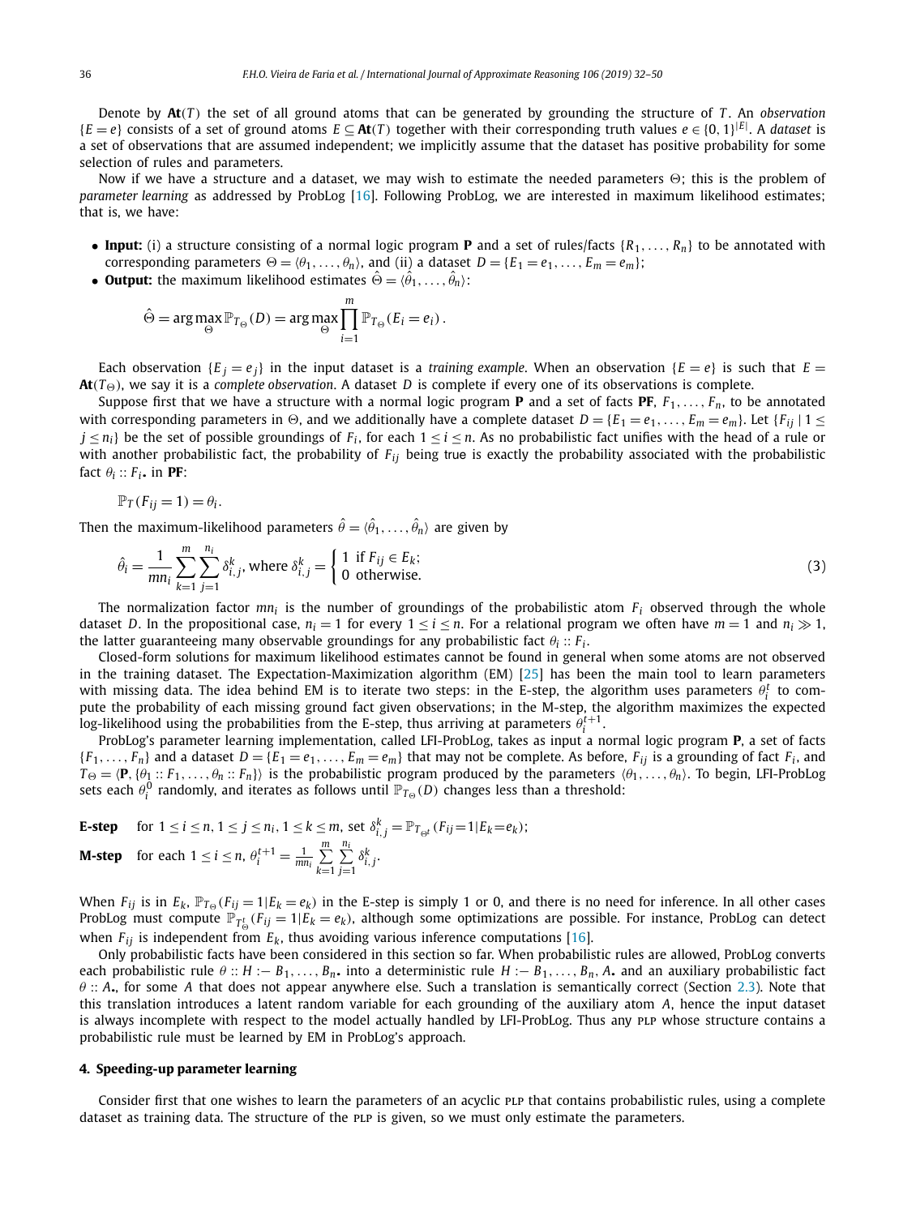Denote by $\mathbf{At}(T)$ the set of all ground atoms that can be generated by grounding the structure of $T$. An *observation* $\{E = e\}$ consists of a set of ground atoms $E \subseteq \mathbf{At}(T)$ together with their corresponding truth values $e \in \{0,1\}^{|E|}$. A *dataset* is a set of observations that are assumed independent; we implicitly assume that the dataset has positive probability for some selection of rules and parameters.

Now if we have a structure and a dataset, we may wish to estimate the needed parameters $\Theta$; this is the problem of *parameter learning* as addressed by ProbLog [16]. Following ProbLog, we are interested in maximum likelihood estimates; that is, we have:

- **Input:** (i) a structure consisting of a normal logic program $\mathbf{P}$ and a set of rules/facts $\{R_1, \ldots, R_n\}$ to be annotated with corresponding parameters $\Theta = \langle \theta_1, \ldots, \theta_n \rangle$, and (ii) a dataset $D = \{E_1 = e_1, \ldots, E_m = e_m\}$;
- **Output:** the maximum likelihood estimates $\hat{\Theta} = \langle \hat{\theta}_1, \ldots, \hat{\theta}_n \rangle$:

$$\hat{\Theta} = \arg\max_{\Theta} \mathbb{P}_{T_\Theta}(D) = \arg\max_{\Theta} \prod_{i=1}^{m} \mathbb{P}_{T_\Theta}(E_i = e_i)\,.$$

Each observation $\{E_j = e_j\}$ in the input dataset is a *training example*. When an observation $\{E = e\}$ is such that $E = \mathbf{At}(T_\Theta)$, we say it is a *complete observation*. A dataset $D$ is complete if every one of its observations is complete.

Suppose first that we have a structure with a normal logic program $\mathbf{P}$ and a set of facts $\mathbf{PF}$, $F_1, \ldots, F_n$, to be annotated with corresponding parameters in $\Theta$, and we additionally have a complete dataset $D = \{E_1 = e_1, \ldots, E_m = e_m\}$. Let $\{F_{ij} \mid 1 \leq j \leq n_i\}$ be the set of possible groundings of $F_i$, for each $1 \leq i \leq n$. As no probabilistic fact unifies with the head of a rule or with another probabilistic fact, the probability of $F_{ij}$ being true is exactly the probability associated with the probabilistic fact $\theta_i :: F_i.$ in $\mathbf{PF}$:

$$\mathbb{P}_T(F_{ij} = 1) = \theta_i.$$

Then the maximum-likelihood parameters $\hat{\theta} = \langle \hat{\theta}_1, \ldots, \hat{\theta}_n \rangle$ are given by

$$\hat{\theta}_i = \frac{1}{mn_i} \sum_{k=1}^{m} \sum_{j=1}^{n_i} \delta^k_{i,j}, \text{ where } \delta^k_{i,j} = \begin{cases} 1 & \text{if } F_{ij} \in E_k; \\ 0 & \text{otherwise.} \end{cases} \tag{3}$$

The normalization factor $mn_i$ is the number of groundings of the probabilistic atom $F_i$ observed through the whole dataset $D$. In the propositional case, $n_i = 1$ for every $1 \leq i \leq n$. For a relational program we often have $m = 1$ and $n_i \gg 1$, the latter guaranteeing many observable groundings for any probabilistic fact $\theta_i :: F_i$.

Closed-form solutions for maximum likelihood estimates cannot be found in general when some atoms are not observed in the training dataset. The Expectation-Maximization algorithm (EM) [25] has been the main tool to learn parameters with missing data. The idea behind EM is to iterate two steps: in the E-step, the algorithm uses parameters $\theta_i^t$ to compute the probability of each missing ground fact given observations; in the M-step, the algorithm maximizes the expected log-likelihood using the probabilities from the E-step, thus arriving at parameters $\theta_i^{t+1}$.

ProbLog's parameter learning implementation, called LFI-ProbLog, takes as input a normal logic program $\mathbf{P}$, a set of facts $\{F_1, \ldots, F_n\}$ and a dataset $D = \{E_1 = e_1, \ldots, E_m = e_m\}$ that may not be complete. As before, $F_{ij}$ is a grounding of fact $F_i$, and $T_\Theta = \langle \mathbf{P}, \{\theta_1 :: F_1, \ldots, \theta_n :: F_n\} \rangle$ is the probabilistic program produced by the parameters $\langle \theta_1, \ldots, \theta_n \rangle$. To begin, LFI-ProbLog sets each $\theta_i^0$ randomly, and iterates as follows until $\mathbb{P}_{T_\Theta}(D)$ changes less than a threshold:

**E-step** for $1 \leq i \leq n$, $1 \leq j \leq n_i$, $1 \leq k \leq m$, set $\delta^k_{i,j} = \mathbb{P}_{T_{\Theta^t}}(Fij{=}1|E_k{=}e_k)$;

**M-step** for each $1 \leq i \leq n$, $\theta_i^{t+1} = \frac{1}{mn_i} \sum_{k=1}^{m} \sum_{j=1}^{n_i} \delta^k_{i,j}$.

When $F_{ij}$ is in $E_k$, $\mathbb{P}_{T_\Theta}(F_{ij} = 1|E_k = e_k)$ in the E-step is simply 1 or 0, and there is no need for inference. In all other cases ProbLog must compute $\mathbb{P}_{T^t_\Theta}(F_{ij} = 1|E_k = e_k)$, although some optimizations are possible. For instance, ProbLog can detect when $F_{ij}$ is independent from $E_k$, thus avoiding various inference computations [16].

Only probabilistic facts have been considered in this section so far. When probabilistic rules are allowed, ProbLog converts each probabilistic rule $\theta :: H :- B_1, \ldots, B_n.$ into a deterministic rule $H :- B_1, \ldots, B_n, A.$ and an auxiliary probabilistic fact $\theta :: A.$, for some $A$ that does not appear anywhere else. Such a translation is semantically correct (Section 2.3). Note that this translation introduces a latent random variable for each grounding of the auxiliary atom $A$, hence the input dataset is always incomplete with respect to the model actually handled by LFI-ProbLog. Thus any PLP whose structure contains a probabilistic rule must be learned by EM in ProbLog's approach.

## 4. Speeding-up parameter learning

Consider first that one wishes to learn the parameters of an acyclic PLP that contains probabilistic rules, using a complete dataset as training data. The structure of the PLP is given, so we must only estimate the parameters.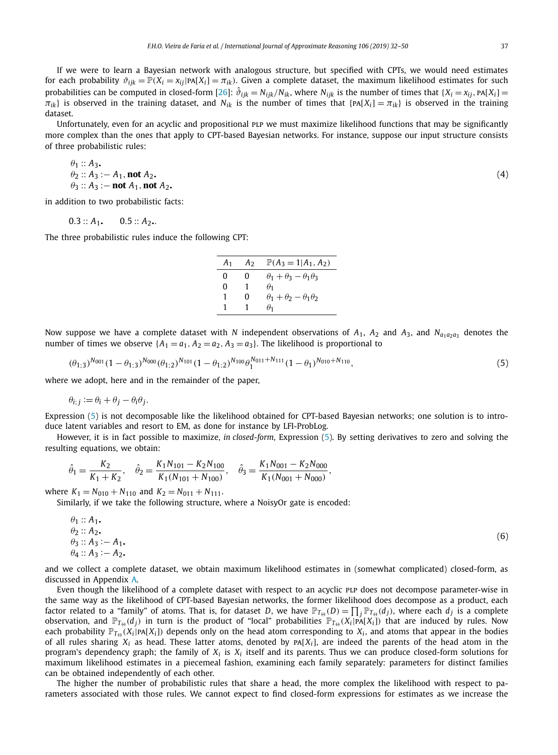If we were to learn a Bayesian network with analogous structure, but specified with CPTs, we would need estimates for each probability $\vartheta_{ijk} = \mathbb{P}(X_i = x_{ij} | \text{PA}[X_i] = \pi_{ik})$. Given a complete dataset, the maximum likelihood estimates for such probabilities can be computed in closed-form [26]: $\hat{\vartheta}_{ijk} = N_{ijk}/N_{ik}$, where $N_{ijk}$ is the number of times that $\{X_i = x_{ij}, \text{PA}[X_i] = \pi_{ik}\}$ is observed in the training dataset, and $N_{ik}$ is the number of times that $\{\text{PA}[X_i] = \pi_{ik}\}$ is observed in the training dataset.

Unfortunately, even for an acyclic and propositional PLP we must maximize likelihood functions that may be significantly more complex than the ones that apply to CPT-based Bayesian networks. For instance, suppose our input structure consists of three probabilistic rules:

$$
\begin{aligned}
&\theta_1 :: A_3. \\
&\theta_2 :: A_3 :- A_1, \textbf{not } A_2. \\
&\theta_3 :: A_3 :- \textbf{not } A_1, \textbf{not } A_2.
\end{aligned}
\tag{4}
$$

in addition to two probabilistic facts:

$$0.3 :: A_1. \qquad 0.5 :: A_2..$$

The three probabilistic rules induce the following CPT:

| $A_1$ | $A_2$ | $\mathbb{P}(A_3 = 1 \mid A_1, A_2)$ |
|---|---|---|
| 0 | 0 | $\theta_1 + \theta_3 - \theta_1\theta_3$ |
| 0 | 1 | $\theta_1$ |
| 1 | 0 | $\theta_1 + \theta_2 - \theta_1\theta_2$ |
| 1 | 1 | $\theta_1$ |

Now suppose we have a complete dataset with $N$ independent observations of $A_1$, $A_2$ and $A_3$, and $N_{a_1a_2a_3}$ denotes the number of times we observe $\{A_1 = a_1, A_2 = a_2, A_3 = a_3\}$. The likelihood is proportional to

$$
(\theta_{1;3})^{N_{001}}(1-\theta_{1;3})^{N_{000}}(\theta_{1;2})^{N_{101}}(1-\theta_{1;2})^{N_{100}}\theta_1^{N_{011}+N_{111}}(1-\theta_1)^{N_{010}+N_{110}},
\tag{5}
$$

where we adopt, here and in the remainder of the paper,

$$\theta_{i;j} := \theta_i + \theta_j - \theta_i\theta_j.$$

Expression (5) is not decomposable like the likelihood obtained for CPT-based Bayesian networks; one solution is to introduce latent variables and resort to EM, as done for instance by LFI-ProbLog.

However, it is in fact possible to maximize, *in closed-form*, Expression (5). By setting derivatives to zero and solving the resulting equations, we obtain:

$$
\hat{\theta}_1 = \frac{K_2}{K_1 + K_2}, \quad \hat{\theta}_2 = \frac{K_1 N_{101} - K_2 N_{100}}{K_1(N_{101} + N_{100})}, \quad \hat{\theta}_3 = \frac{K_1 N_{001} - K_2 N_{000}}{K_1(N_{001} + N_{000})},
$$

where $K_1 = N_{010} + N_{110}$ and $K_2 = N_{011} + N_{111}$.

Similarly, if we take the following structure, where a NoisyOr gate is encoded:

$$
\begin{aligned}
&\theta_1 :: A_1. \\
&\theta_2 :: A_2. \\
&\theta_3 :: A_3 :- A_1. \\
&\theta_4 :: A_3 :- A_2.
\end{aligned}
\tag{6}
$$

and we collect a complete dataset, we obtain maximum likelihood estimates in (somewhat complicated) closed-form, as discussed in Appendix A.

Even though the likelihood of a complete dataset with respect to an acyclic PLP does not decompose parameter-wise in the same way as the likelihood of CPT-based Bayesian networks, the former likelihood does decompose as a product, each factor related to a "family" of atoms. That is, for dataset $D$, we have $\mathbb{P}_{T_\Theta}(D) = \prod_j \mathbb{P}_{T_\Theta}(d_j)$, where each $d_j$ is a complete observation, and $\mathbb{P}_{T_\Theta}(d_j)$ in turn is the product of "local" probabilities $\mathbb{P}_{T_\Theta}(X_i | \text{PA}[X_i])$ that are induced by rules. Now each probability $\mathbb{P}_{T_\Theta}(X_i | \text{PA}[X_i])$ depends only on the head atom corresponding to $X_i$, and atoms that appear in the bodies of all rules sharing $X_i$ as head. These latter atoms, denoted by $\text{PA}[X_i]$, are indeed the parents of the head atom in the program's dependency graph; the family of $X_i$ is $X_i$ itself and its parents. Thus we can produce closed-form solutions for maximum likelihood estimates in a piecemeal fashion, examining each family separately: parameters for distinct families can be obtained independently of each other.

The higher the number of probabilistic rules that share a head, the more complex the likelihood with respect to parameters associated with those rules. We cannot expect to find closed-form expressions for estimates as we increase the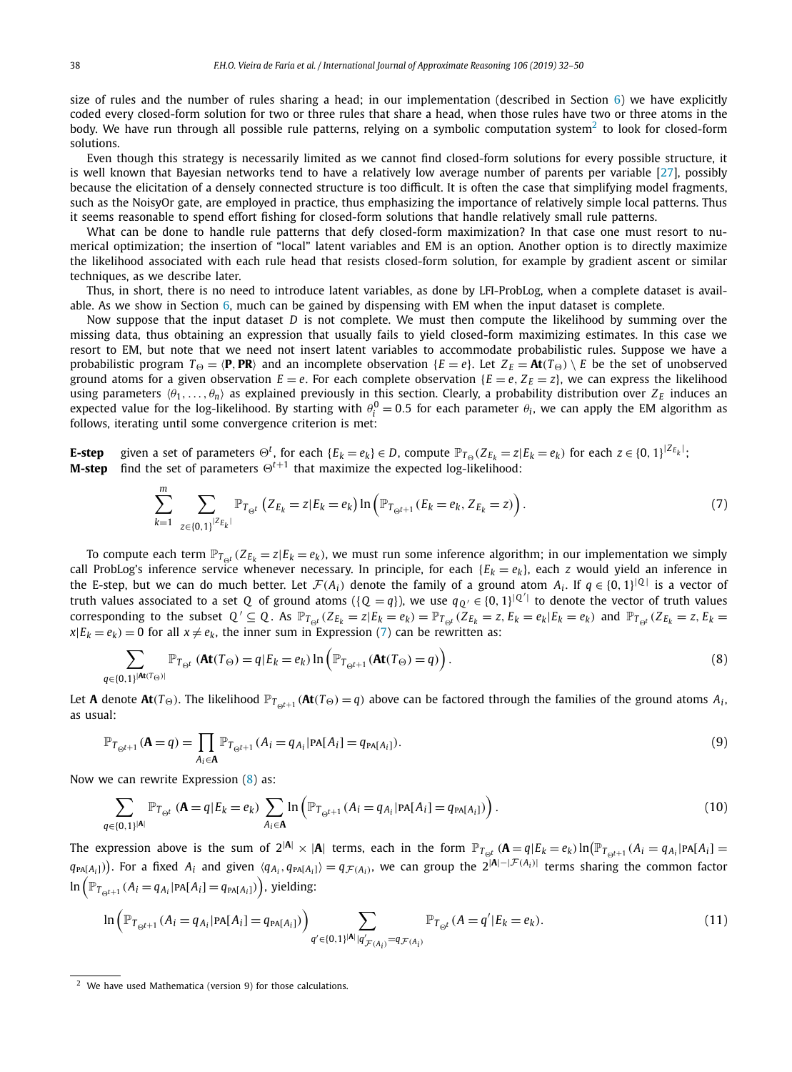size of rules and the number of rules sharing a head; in our implementation (described in Section 6) we have explicitly coded every closed-form solution for two or three rules that share a head, when those rules have two or three atoms in the body. We have run through all possible rule patterns, relying on a symbolic computation system[2] to look for closed-form solutions.

Even though this strategy is necessarily limited as we cannot find closed-form solutions for every possible structure, it is well known that Bayesian networks tend to have a relatively low average number of parents per variable [27], possibly because the elicitation of a densely connected structure is too difficult. It is often the case that simplifying model fragments, such as the NoisyOr gate, are employed in practice, thus emphasizing the importance of relatively simple local patterns. Thus it seems reasonable to spend effort fishing for closed-form solutions that handle relatively small rule patterns.

What can be done to handle rule patterns that defy closed-form maximization? In that case one must resort to numerical optimization; the insertion of "local" latent variables and EM is an option. Another option is to directly maximize the likelihood associated with each rule head that resists closed-form solution, for example by gradient ascent or similar techniques, as we describe later.

Thus, in short, there is no need to introduce latent variables, as done by LFI-ProbLog, when a complete dataset is available. As we show in Section 6, much can be gained by dispensing with EM when the input dataset is complete.

Now suppose that the input dataset $D$ is not complete. We must then compute the likelihood by summing over the missing data, thus obtaining an expression that usually fails to yield closed-form maximizing estimates. In this case we resort to EM, but note that we need not insert latent variables to accommodate probabilistic rules. Suppose we have a probabilistic program $T_\Theta = \langle \mathbf{P}, \mathbf{PR} \rangle$ and an incomplete observation $\{E = e\}$. Let $Z_E = \mathbf{At}(T_\Theta) \setminus E$ be the set of unobserved ground atoms for a given observation $E = e$. For each complete observation $\{E = e, Z_E = z\}$, we can express the likelihood using parameters $\langle \theta_1, \ldots, \theta_n \rangle$ as explained previously in this section. Clearly, a probability distribution over $Z_E$ induces an expected value for the log-likelihood. By starting with $\theta_i^0 = 0.5$ for each parameter $\theta_i$, we can apply the EM algorithm as follows, iterating until some convergence criterion is met:

**E-step** given a set of parameters $\Theta^t$, for each $\{E_k = e_k\} \in D$, compute $\mathbb{P}_{T_\Theta}(Z_{E_k} = z | E_k = e_k)$ for each $z \in \{0,1\}^{|Z_{E_k}|}$;
**M-step** find the set of parameters $\Theta^{t+1}$ that maximize the expected log-likelihood:

$$\sum_{k=1}^{m} \sum_{z \in \{0,1\}^{|Z_{E_k}|}} \mathbb{P}_{T_{\Theta^t}}\left(Z_{E_k} = z | E_k = e_k\right) \ln\left(\mathbb{P}_{T_{\Theta^{t+1}}}(E_k = e_k, Z_{E_k} = z)\right). \tag{7}$$

To compute each term $\mathbb{P}_{T_{\Theta^t}}(Z_{E_k} = z | E_k = e_k)$, we must run some inference algorithm; in our implementation we simply call ProbLog's inference service whenever necessary. In principle, for each $\{E_k = e_k\}$, each $z$ would yield an inference in the E-step, but we can do much better. Let $\mathcal{F}(A_i)$ denote the family of a ground atom $A_i$. If $q \in \{0,1\}^{|Q|}$ is a vector of truth values associated to a set $Q$ of ground atoms ($\{Q = q\}$), we use $q_{Q'} \in \{0,1\}^{|Q'|}$ to denote the vector of truth values corresponding to the subset $Q' \subseteq Q$. As $\mathbb{P}_{T_{\Theta^t}}(Z_{E_k} = z | E_k = e_k) = \mathbb{P}_{T_{\Theta^t}}(Z_{E_k} = z, E_k = e_k | E_k = e_k)$ and $\mathbb{P}_{T_{\Theta^t}}(Z_{E_k} = z, E_k = x | E_k = e_k) = 0$ for all $x \neq e_k$, the inner sum in Expression (7) can be rewritten as:

$$\sum_{q \in \{0,1\}^{|\mathbf{At}(T_\Theta)|}} \mathbb{P}_{T_{\Theta^t}}\left(\mathbf{At}(T_\Theta) = q | E_k = e_k\right) \ln\left(\mathbb{P}_{T_{\Theta^{t+1}}}(\mathbf{At}(T_\Theta) = q)\right). \tag{8}$$

Let $\mathbf{A}$ denote $\mathbf{At}(T_\Theta)$. The likelihood $\mathbb{P}_{T_{\Theta^{t+1}}}(\mathbf{At}(T_\Theta) = q)$ above can be factored through the families of the ground atoms $A_i$, as usual:

$$\mathbb{P}_{T_{\Theta^{t+1}}}(\mathbf{A} = q) = \prod_{A_i \in \mathbf{A}} \mathbb{P}_{T_{\Theta^{t+1}}}(A_i = q_{A_i} | \text{PA}[A_i] = q_{\text{PA}[A_i]}). \tag{9}$$

Now we can rewrite Expression (8) as:

$$\sum_{q \in \{0,1\}^{|\mathbf{A}|}} \mathbb{P}_{T_{\Theta^t}}\left(\mathbf{A} = q | E_k = e_k\right) \sum_{A_i \in \mathbf{A}} \ln\left(\mathbb{P}_{T_{\Theta^{t+1}}}(A_i = q_{A_i} | \text{PA}[A_i] = q_{\text{PA}[A_i]})\right). \tag{10}$$

The expression above is the sum of $2^{|\mathbf{A}|} \times |\mathbf{A}|$ terms, each in the form $\mathbb{P}_{T_{\Theta^t}}(\mathbf{A} = q | E_k = e_k) \ln(\mathbb{P}_{T_{\Theta^{t+1}}}(A_i = q_{A_i} | \text{PA}[A_i] = q_{\text{PA}[A_i]}))$. For a fixed $A_i$ and given $\langle q_{A_i}, q_{\text{PA}[A_i]} \rangle = q_{\mathcal{F}(A_i)}$, we can group the $2^{|\mathbf{A}| - |\mathcal{F}(A_i)|}$ terms sharing the common factor $\ln\left(\mathbb{P}_{T_{\Theta^{t+1}}}(A_i = q_{A_i} | \text{PA}[A_i] = q_{\text{PA}[A_i]})\right)$, yielding:

$$\ln\left(\mathbb{P}_{T_{\Theta^{t+1}}}(A_i = q_{A_i} | \text{PA}[A_i] = q_{\text{PA}[A_i]})\right) \sum_{q' \in \{0,1\}^{|\mathbf{A}|} | q'_{\mathcal{F}(A_i)} = q_{\mathcal{F}(A_i)}} \mathbb{P}_{T_{\Theta^t}}(A = q' | E_k = e_k). \tag{11}$$

[2] We have used Mathematica (version 9) for those calculations.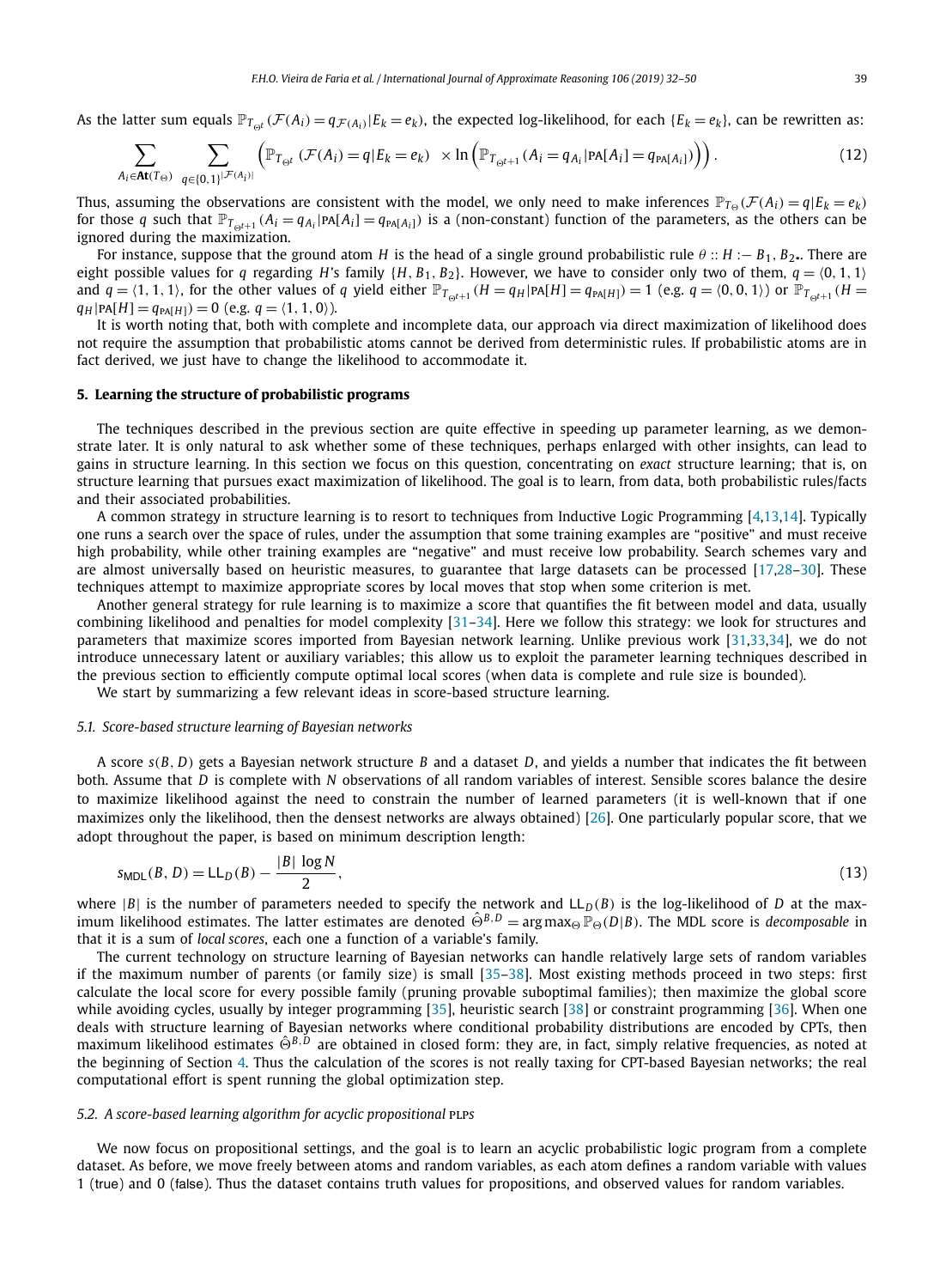As the latter sum equals $\mathbb{P}_{T_{\Theta^t}}(\mathcal{F}(A_i) = q_{\mathcal{F}(A_i)}|E_k = e_k)$, the expected log-likelihood, for each $\{E_k = e_k\}$, can be rewritten as:

$$\sum_{A_i \in \mathbf{At}(T_\Theta)} \sum_{q \in \{0,1\}^{|\mathcal{F}(A_i)|}} \left( \mathbb{P}_{T_{\Theta^t}}(\mathcal{F}(A_i) = q | E_k = e_k) \times \ln \left( \mathbb{P}_{T_{\Theta^{t+1}}}(A_i = q_{A_i} | \text{PA}[A_i] = q_{\text{PA}[A_i]}) \right) \right). \tag{12}$$

Thus, assuming the observations are consistent with the model, we only need to make inferences $\mathbb{P}_{T_\Theta}(\mathcal{F}(A_i) = q | E_k = e_k)$ for those $q$ such that $\mathbb{P}_{T_{\Theta^{t+1}}}(A_i = q_{A_i} | \text{PA}[A_i] = q_{\text{PA}[A_i]})$ is a (non-constant) function of the parameters, as the others can be ignored during the maximization.

For instance, suppose that the ground atom $H$ is the head of a single ground probabilistic rule $\theta :: H :- B_1, B_2.$ There are eight possible values for $q$ regarding $H$'s family $\{H, B_1, B_2\}$. However, we have to consider only two of them, $q = \langle 0, 1, 1 \rangle$ and $q = \langle 1, 1, 1 \rangle$, for the other values of $q$ yield either $\mathbb{P}_{T_{\Theta^{t+1}}}(H = q_H | \text{PA}[H] = q_{\text{PA}[H]}) = 1$ (e.g. $q = \langle 0, 0, 1 \rangle$) or $\mathbb{P}_{T_{\Theta^{t+1}}}(H = q_H | \text{PA}[H] = q_{\text{PA}[H]}) = 0$ (e.g. $q = \langle 1, 1, 0 \rangle$).

It is worth noting that, both with complete and incomplete data, our approach via direct maximization of likelihood does not require the assumption that probabilistic atoms cannot be derived from deterministic rules. If probabilistic atoms are in fact derived, we just have to change the likelihood to accommodate it.

## 5. Learning the structure of probabilistic programs

The techniques described in the previous section are quite effective in speeding up parameter learning, as we demonstrate later. It is only natural to ask whether some of these techniques, perhaps enlarged with other insights, can lead to gains in structure learning. In this section we focus on this question, concentrating on *exact* structure learning; that is, on structure learning that pursues exact maximization of likelihood. The goal is to learn, from data, both probabilistic rules/facts and their associated probabilities.

A common strategy in structure learning is to resort to techniques from Inductive Logic Programming [4,13,14]. Typically one runs a search over the space of rules, under the assumption that some training examples are "positive" and must receive high probability, while other training examples are "negative" and must receive low probability. Search schemes vary and are almost universally based on heuristic measures, to guarantee that large datasets can be processed [17,28–30]. These techniques attempt to maximize appropriate scores by local moves that stop when some criterion is met.

Another general strategy for rule learning is to maximize a score that quantifies the fit between model and data, usually combining likelihood and penalties for model complexity [31–34]. Here we follow this strategy: we look for structures and parameters that maximize scores imported from Bayesian network learning. Unlike previous work [31,33,34], we do not introduce unnecessary latent or auxiliary variables; this allow us to exploit the parameter learning techniques described in the previous section to efficiently compute optimal local scores (when data is complete and rule size is bounded).

We start by summarizing a few relevant ideas in score-based structure learning.

### 5.1. Score-based structure learning of Bayesian networks

A score $s(B, D)$ gets a Bayesian network structure $B$ and a dataset $D$, and yields a number that indicates the fit between both. Assume that $D$ is complete with $N$ observations of all random variables of interest. Sensible scores balance the desire to maximize likelihood against the need to constrain the number of learned parameters (it is well-known that if one maximizes only the likelihood, then the densest networks are always obtained) [26]. One particularly popular score, that we adopt throughout the paper, is based on minimum description length:

$$s_{\text{MDL}}(B, D) = \text{LL}_D(B) - \frac{|B| \log N}{2}, \tag{13}$$

where $|B|$ is the number of parameters needed to specify the network and $\text{LL}_D(B)$ is the log-likelihood of $D$ at the maximum likelihood estimates. The latter estimates are denoted $\hat{\Theta}^{B,D} = \arg\max_\Theta \mathbb{P}_\Theta(D|B)$. The MDL score is *decomposable* in that it is a sum of *local scores*, each one a function of a variable's family.

The current technology on structure learning of Bayesian networks can handle relatively large sets of random variables if the maximum number of parents (or family size) is small [35–38]. Most existing methods proceed in two steps: first calculate the local score for every possible family (pruning provable suboptimal families); then maximize the global score while avoiding cycles, usually by integer programming [35], heuristic search [38] or constraint programming [36]. When one deals with structure learning of Bayesian networks where conditional probability distributions are encoded by CPTs, then maximum likelihood estimates $\hat{\Theta}^{B,D}$ are obtained in closed form: they are, in fact, simply relative frequencies, as noted at the beginning of Section 4. Thus the calculation of the scores is not really taxing for CPT-based Bayesian networks; the real computational effort is spent running the global optimization step.

### 5.2. A score-based learning algorithm for acyclic propositional PLPs

We now focus on propositional settings, and the goal is to learn an acyclic probabilistic logic program from a complete dataset. As before, we move freely between atoms and random variables, as each atom defines a random variable with values 1 (true) and 0 (false). Thus the dataset contains truth values for propositions, and observed values for random variables.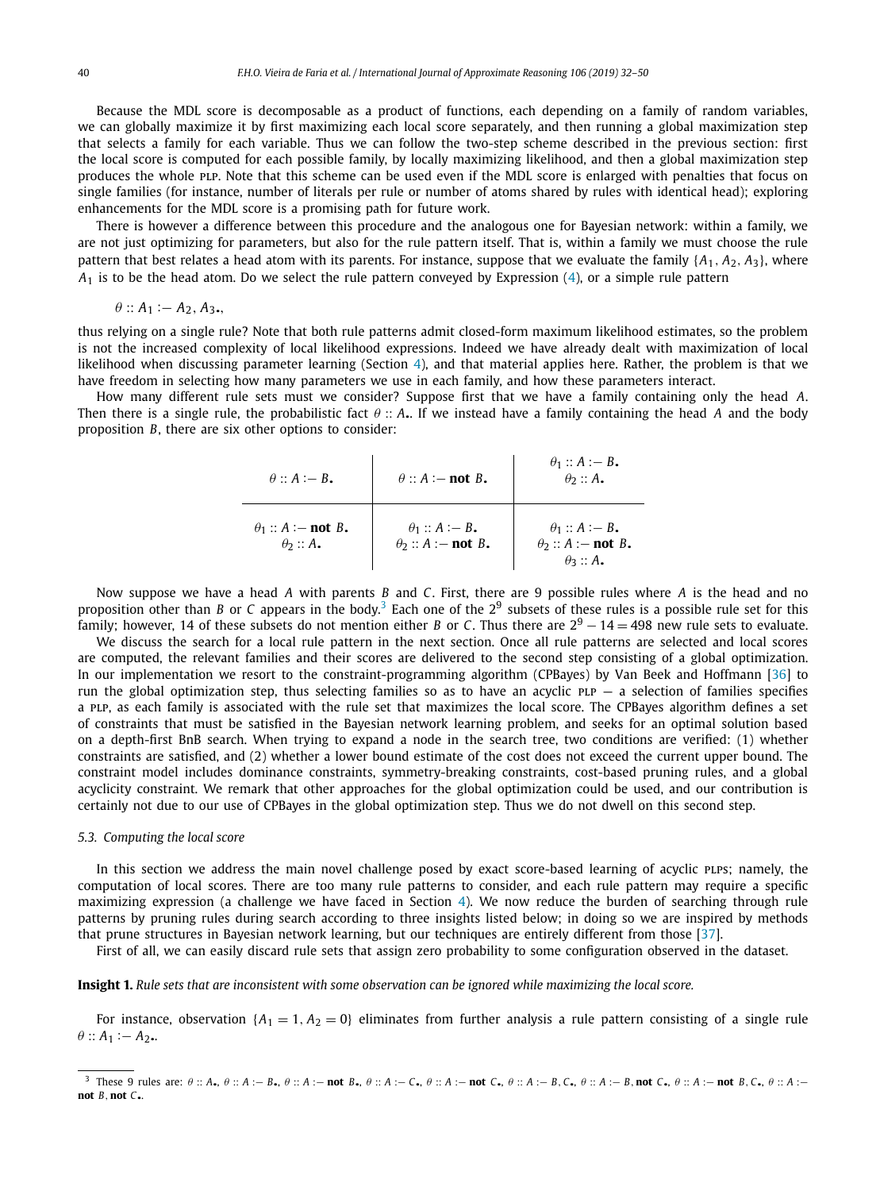Because the MDL score is decomposable as a product of functions, each depending on a family of random variables, we can globally maximize it by first maximizing each local score separately, and then running a global maximization step that selects a family for each variable. Thus we can follow the two-step scheme described in the previous section: first the local score is computed for each possible family, by locally maximizing likelihood, and then a global maximization step produces the whole PLP. Note that this scheme can be used even if the MDL score is enlarged with penalties that focus on single families (for instance, number of literals per rule or number of atoms shared by rules with identical head); exploring enhancements for the MDL score is a promising path for future work.

There is however a difference between this procedure and the analogous one for Bayesian network: within a family, we are not just optimizing for parameters, but also for the rule pattern itself. That is, within a family we must choose the rule pattern that best relates a head atom with its parents. For instance, suppose that we evaluate the family $\{A_1, A_2, A_3\}$, where $A_1$ is to be the head atom. Do we select the rule pattern conveyed by Expression (4), or a simple rule pattern

$$\theta :: A_1 :- A_2, A_3.,$$

thus relying on a single rule? Note that both rule patterns admit closed-form maximum likelihood estimates, so the problem is not the increased complexity of local likelihood expressions. Indeed we have already dealt with maximization of local likelihood when discussing parameter learning (Section 4), and that material applies here. Rather, the problem is that we have freedom in selecting how many parameters we use in each family, and how these parameters interact.

How many different rule sets must we consider? Suppose first that we have a family containing only the head $A$. Then there is a single rule, the probabilistic fact $\theta :: A.$. If we instead have a family containing the head $A$ and the body proposition $B$, there are six other options to consider:

| $\theta :: A :- B.$ | $\theta :: A :-$ **not** $B.$ | $\theta_1 :: A :- B.$ <br> $\theta_2 :: A.$ |
|---|---|---|
| $\theta_1 :: A :-$ **not** $B.$ <br> $\theta_2 :: A.$ | $\theta_1 :: A :- B.$ <br> $\theta_2 :: A :-$ **not** $B.$ | $\theta_1 :: A :- B.$ <br> $\theta_2 :: A :-$ **not** $B.$ <br> $\theta_3 :: A.$ |

Now suppose we have a head $A$ with parents $B$ and $C$. First, there are 9 possible rules where $A$ is the head and no proposition other than $B$ or $C$ appears in the body.[3] Each one of the $2^9$ subsets of these rules is a possible rule set for this family; however, 14 of these subsets do not mention either $B$ or $C$. Thus there are $2^9 - 14 = 498$ new rule sets to evaluate.

We discuss the search for a local rule pattern in the next section. Once all rule patterns are selected and local scores are computed, the relevant families and their scores are delivered to the second step consisting of a global optimization. In our implementation we resort to the constraint-programming algorithm (CPBayes) by Van Beek and Hoffmann [36] to run the global optimization step, thus selecting families so as to have an acyclic PLP — a selection of families specifies a PLP, as each family is associated with the rule set that maximizes the local score. The CPBayes algorithm defines a set of constraints that must be satisfied in the Bayesian network learning problem, and seeks for an optimal solution based on a depth-first BnB search. When trying to expand a node in the search tree, two conditions are verified: (1) whether constraints are satisfied, and (2) whether a lower bound estimate of the cost does not exceed the current upper bound. The constraint model includes dominance constraints, symmetry-breaking constraints, cost-based pruning rules, and a global acyclicity constraint. We remark that other approaches for the global optimization could be used, and our contribution is certainly not due to our use of CPBayes in the global optimization step. Thus we do not dwell on this second step.

### 5.3. Computing the local score

In this section we address the main novel challenge posed by exact score-based learning of acyclic PLPs; namely, the computation of local scores. There are too many rule patterns to consider, and each rule pattern may require a specific maximizing expression (a challenge we have faced in Section 4). We now reduce the burden of searching through rule patterns by pruning rules during search according to three insights listed below; in doing so we are inspired by methods that prune structures in Bayesian network learning, but our techniques are entirely different from those [37].

First of all, we can easily discard rule sets that assign zero probability to some configuration observed in the dataset.

**Insight 1.** *Rule sets that are inconsistent with some observation can be ignored while maximizing the local score.*

For instance, observation $\{A_1 = 1, A_2 = 0\}$ eliminates from further analysis a rule pattern consisting of a single rule $\theta :: A_1 :- A_2.$.

[3] These 9 rules are: $\theta :: A.$, $\theta :: A :- B.$, $\theta :: A :-$ **not** $B.$, $\theta :: A :- C.$, $\theta :: A :-$ **not** $C.$, $\theta :: A :- B, C.$, $\theta :: A :- B,$ **not** $C.$, $\theta :: A :-$ **not** $B, C.$, $\theta :: A :-$ **not** $B,$ **not** $C.$.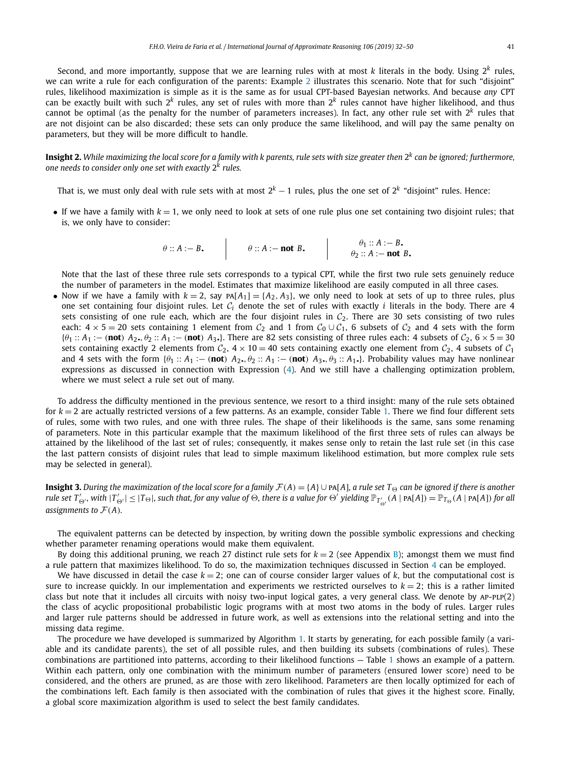Second, and more importantly, suppose that we are learning rules with at most $k$ literals in the body. Using $2^k$ rules, we can write a rule for each configuration of the parents: Example 2 illustrates this scenario. Note that for such "disjoint" rules, likelihood maximization is simple as it is the same as for usual CPT-based Bayesian networks. And because *any* CPT can be exactly built with such $2^k$ rules, any set of rules with more than $2^k$ rules cannot have higher likelihood, and thus cannot be optimal (as the penalty for the number of parameters increases). In fact, any other rule set with $2^k$ rules that are not disjoint can be also discarded; these sets can only produce the same likelihood, and will pay the same penalty on parameters, but they will be more difficult to handle.

**Insight 2.** *While maximizing the local score for a family with k parents, rule sets with size greater then $2^k$ can be ignored; furthermore, one needs to consider only one set with exactly $2^k$ rules.*

That is, we must only deal with rule sets with at most $2^k - 1$ rules, plus the one set of $2^k$ "disjoint" rules. Hence:

- If we have a family with $k = 1$, we only need to look at sets of one rule plus one set containing two disjoint rules; that is, we only have to consider:

$$\theta :: A :- B. \qquad\Big|\qquad \theta :: A :- \textbf{not } B. \qquad\Big|\qquad \begin{array}{l}\theta_1 :: A :- B.\\ \theta_2 :: A :- \textbf{not } B.\end{array}$$

  Note that the last of these three rule sets corresponds to a typical CPT, while the first two rule sets genuinely reduce the number of parameters in the model. Estimates that maximize likelihood are easily computed in all three cases.

- Now if we have a family with $k = 2$, say $\text{PA}[A_1] = \{A_2, A_3\}$, we only need to look at sets of up to three rules, plus one set containing four disjoint rules. Let $\mathcal{C}_i$ denote the set of rules with exactly $i$ literals in the body. There are 4 sets consisting of one rule each, which are the four disjoint rules in $\mathcal{C}_2$. There are 30 sets consisting of two rules each: $4 \times 5 = 20$ sets containing 1 element from $\mathcal{C}_2$ and 1 from $\mathcal{C}_0 \cup \mathcal{C}_1$, 6 subsets of $\mathcal{C}_2$ and 4 sets with the form $\{\theta_1 :: A_1 :- (\textbf{not})\ A_2., \theta_2 :: A_1 :- (\textbf{not})\ A_3.\}$. There are 82 sets consisting of three rules each: 4 subsets of $\mathcal{C}_2$, $6 \times 5 = 30$ sets containing exactly 2 elements from $\mathcal{C}_2$, $4 \times 10 = 40$ sets containing exactly one element from $\mathcal{C}_2$, 4 subsets of $\mathcal{C}_1$ and 4 sets with the form $\{\theta_1 :: A_1 :- (\textbf{not})\ A_2., \theta_2 :: A_1 :- (\textbf{not})\ A_3., \theta_3 :: A_1.\}$. Probability values may have nonlinear expressions as discussed in connection with Expression (4). And we still have a challenging optimization problem, where we must select a rule set out of many.

To address the difficulty mentioned in the previous sentence, we resort to a third insight: many of the rule sets obtained for $k = 2$ are actually restricted versions of a few patterns. As an example, consider Table 1. There we find four different sets of rules, some with two rules, and one with three rules. The shape of their likelihoods is the same, sans some renaming of parameters. Note in this particular example that the maximum likelihood of the first three sets of rules can always be attained by the likelihood of the last set of rules; consequently, it makes sense only to retain the last rule set (in this case the last pattern consists of disjoint rules that lead to simple maximum likelihood estimation, but more complex rule sets may be selected in general).

**Insight 3.** *During the maximization of the local score for a family $\mathcal{F}(A) = \{A\} \cup \text{PA}[A]$, a rule set $T_\Theta$ can be ignored if there is another rule set $T'_{\Theta'}$, with $|T'_{\Theta'}| \le |T_\Theta|$, such that, for any value of $\Theta$, there is a value for $\Theta'$ yielding $\mathbb{P}_{T'_{\Theta'}}(A \mid \text{PA}[A]) = \mathbb{P}_{T_\Theta}(A \mid \text{PA}[A])$ for all assignments to $\mathcal{F}(A)$.*

The equivalent patterns can be detected by inspection, by writing down the possible symbolic expressions and checking whether parameter renaming operations would make them equivalent.

By doing this additional pruning, we reach 27 distinct rule sets for $k = 2$ (see Appendix B); amongst them we must find a rule pattern that maximizes likelihood. To do so, the maximization techniques discussed in Section 4 can be employed.

We have discussed in detail the case $k = 2$; one can of course consider larger values of $k$, but the computational cost is sure to increase quickly. In our implementation and experiments we restricted ourselves to $k = 2$; this is a rather limited class but note that it includes all circuits with noisy two-input logical gates, a very general class. We denote by AP-PLP(2) the class of acyclic propositional probabilistic logic programs with at most two atoms in the body of rules. Larger rules and larger rule patterns should be addressed in future work, as well as extensions into the relational setting and into the missing data regime.

The procedure we have developed is summarized by Algorithm 1. It starts by generating, for each possible family (a variable and its candidate parents), the set of all possible rules, and then building its subsets (combinations of rules). These combinations are partitioned into patterns, according to their likelihood functions — Table 1 shows an example of a pattern. Within each pattern, only one combination with the minimum number of parameters (ensured lower score) need to be considered, and the others are pruned, as are those with zero likelihood. Parameters are then locally optimized for each of the combinations left. Each family is then associated with the combination of rules that gives it the highest score. Finally, a global score maximization algorithm is used to select the best family candidates.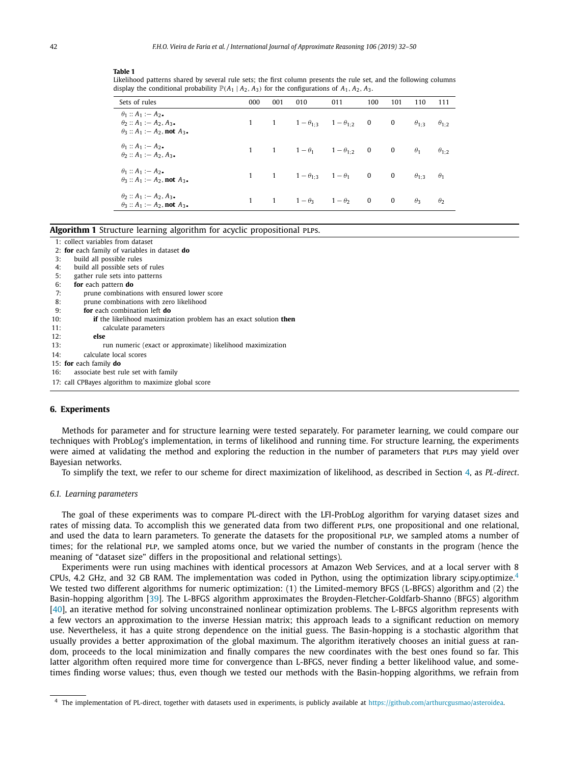**Table 1**
Likelihood patterns shared by several rule sets; the first column presents the rule set, and the following columns display the conditional probability $\mathbb{P}(A_1 \mid A_2, A_3)$ for the configurations of $A_1, A_2, A_3$.

| Sets of rules | 000 | 001 | 010 | 011 | 100 | 101 | 110 | 111 |
|---|---|---|---|---|---|---|---|---|
| $\theta_1 :: A_1 :- A_2.$<br>$\theta_2 :: A_1 :- A_2, A_3.$<br>$\theta_3 :: A_1 :- A_2, \textbf{not } A_3.$ | 1 | 1 | $1-\theta_{1;3}$ | $1-\theta_{1;2}$ | 0 | 0 | $\theta_{1;3}$ | $\theta_{1;2}$ |
| $\theta_1 :: A_1 :- A_2.$<br>$\theta_2 :: A_1 :- A_2, A_3.$ | 1 | 1 | $1-\theta_1$ | $1-\theta_{1;2}$ | 0 | 0 | $\theta_1$ | $\theta_{1;2}$ |
| $\theta_1 :: A_1 :- A_2.$<br>$\theta_3 :: A_1 :- A_2, \textbf{not } A_3.$ | 1 | 1 | $1-\theta_{1;3}$ | $1-\theta_1$ | 0 | 0 | $\theta_{1;3}$ | $\theta_1$ |
| $\theta_2 :: A_1 :- A_2, A_3.$<br>$\theta_3 :: A_1 :- A_2, \textbf{not } A_3.$ | 1 | 1 | $1-\theta_3$ | $1-\theta_2$ | 0 | 0 | $\theta_3$ | $\theta_2$ |

**Algorithm 1** Structure learning algorithm for acyclic propositional PLPs.

```
 1: collect variables from dataset
 2: for each family of variables in dataset do
 3:     build all possible rules
 4:     build all possible sets of rules
 5:     gather rule sets into patterns
 6:     for each pattern do
 7:         prune combinations with ensured lower score
 8:         prune combinations with zero likelihood
 9:         for each combination left do
10:             if the likelihood maximization problem has an exact solution then
11:                 calculate parameters
12:             else
13:                 run numeric (exact or approximate) likelihood maximization
14:         calculate local scores
15: for each family do
16:     associate best rule set with family
17: call CPBayes algorithm to maximize global score
```

## 6. Experiments

Methods for parameter and for structure learning were tested separately. For parameter learning, we could compare our techniques with ProbLog's implementation, in terms of likelihood and running time. For structure learning, the experiments were aimed at validating the method and exploring the reduction in the number of parameters that PLPs may yield over Bayesian networks.

To simplify the text, we refer to our scheme for direct maximization of likelihood, as described in Section 4, as *PL-direct*.

### 6.1. Learning parameters

The goal of these experiments was to compare PL-direct with the LFI-ProbLog algorithm for varying dataset sizes and rates of missing data. To accomplish this we generated data from two different PLPs, one propositional and one relational, and used the data to learn parameters. To generate the datasets for the propositional PLP, we sampled atoms a number of times; for the relational PLP, we sampled atoms once, but we varied the number of constants in the program (hence the meaning of "dataset size" differs in the propositional and relational settings).

Experiments were run using machines with identical processors at Amazon Web Services, and at a local server with 8 CPUs, 4.2 GHz, and 32 GB RAM. The implementation was coded in Python, using the optimization library scipy.optimize.[4] We tested two different algorithms for numeric optimization: (1) the Limited-memory BFGS (L-BFGS) algorithm and (2) the Basin-hopping algorithm [39]. The L-BFGS algorithm approximates the Broyden-Fletcher-Goldfarb-Shanno (BFGS) algorithm [40], an iterative method for solving unconstrained nonlinear optimization problems. The L-BFGS algorithm represents with a few vectors an approximation to the inverse Hessian matrix; this approach leads to a significant reduction on memory use. Nevertheless, it has a quite strong dependence on the initial guess. The Basin-hopping is a stochastic algorithm that usually provides a better approximation of the global maximum. The algorithm iteratively chooses an initial guess at random, proceeds to the local minimization and finally compares the new coordinates with the best ones found so far. This latter algorithm often required more time for convergence than L-BFGS, never finding a better likelihood value, and sometimes finding worse values; thus, even though we tested our methods with the Basin-hopping algorithms, we refrain from

[4] The implementation of PL-direct, together with datasets used in experiments, is publicly available at https://github.com/arthurcgusmao/asteroidea.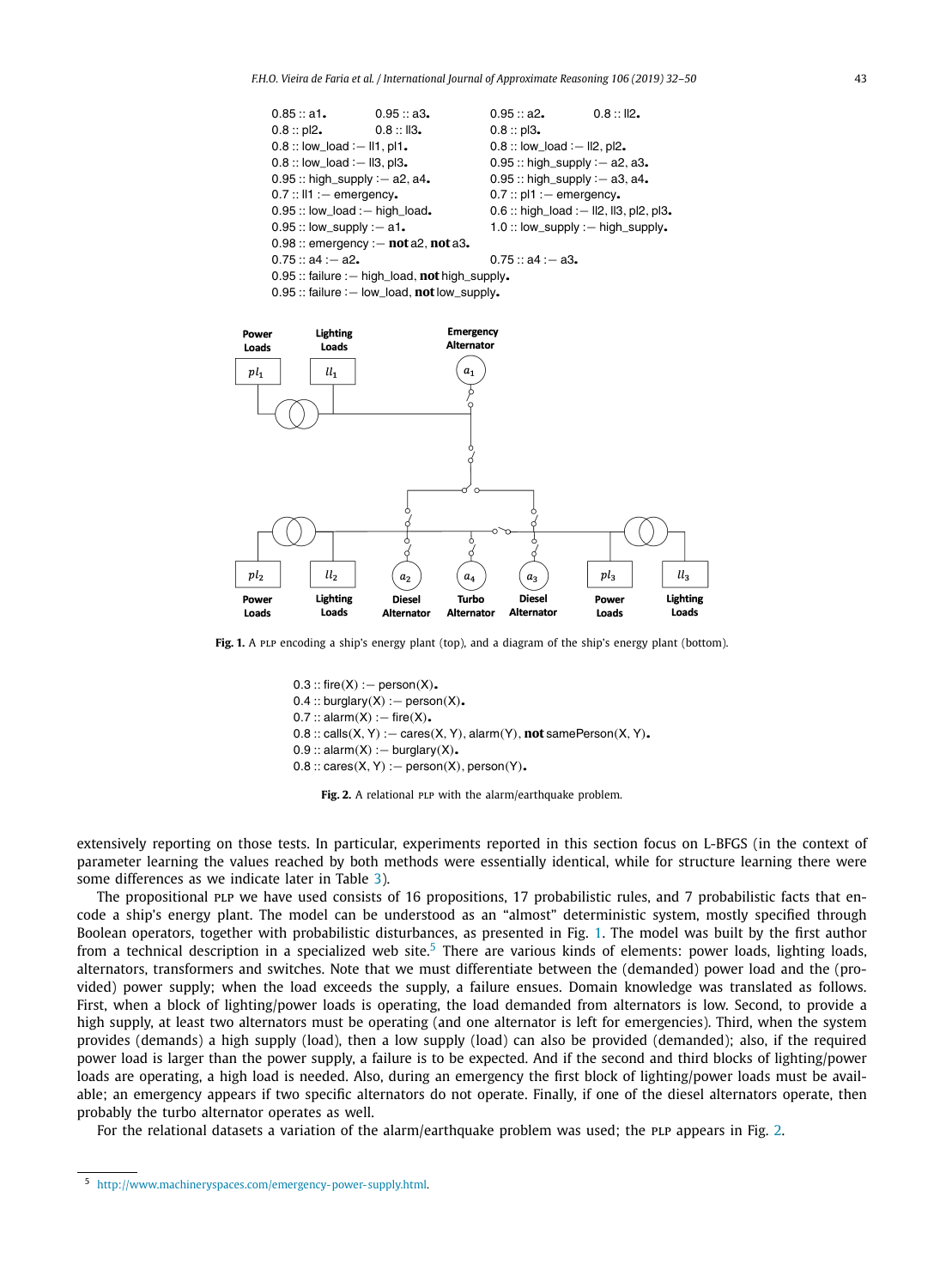```
0.85 :: a1.          0.95 :: a3.          0.95 :: a2.          0.8 :: ll2.
0.8 :: pl2.          0.8 :: ll3.          0.8 :: pl3.
0.8 :: low_load :— ll1, pl1.              0.8 :: low_load :— ll2, pl2.
0.8 :: low_load :— ll3, pl3.              0.95 :: high_supply :— a2, a3.
0.95 :: high_supply :— a2, a4.            0.95 :: high_supply :— a3, a4.
0.7 :: ll1 :— emergency.                  0.7 :: pl1 :— emergency.
0.95 :: low_load :— high_load.            0.6 :: high_load :— ll2, ll3, pl2, pl3.
0.95 :: low_supply :— a1.                 1.0 :: low_supply :— high_supply.
0.98 :: emergency :— not a2, not a3.
0.75 :: a4 :— a2.                         0.75 :: a4 :— a3.
0.95 :: failure :— high_load, not high_supply.
0.95 :: failure :— low_load, not low_supply.
```

**Fig. 1.** A PLP encoding a ship's energy plant (top), and a diagram of the ship's energy plant (bottom).

```
0.3 :: fire(X) :— person(X).
0.4 :: burglary(X) :— person(X).
0.7 :: alarm(X) :— fire(X).
0.8 :: calls(X, Y) :— cares(X, Y), alarm(Y), not samePerson(X, Y).
0.9 :: alarm(X) :— burglary(X).
0.8 :: cares(X, Y) :— person(X), person(Y).
```

**Fig. 2.** A relational PLP with the alarm/earthquake problem.

extensively reporting on those tests. In particular, experiments reported in this section focus on L-BFGS (in the context of parameter learning the values reached by both methods were essentially identical, while for structure learning there were some differences as we indicate later in Table 3).

The propositional PLP we have used consists of 16 propositions, 17 probabilistic rules, and 7 probabilistic facts that encode a ship's energy plant. The model can be understood as an "almost" deterministic system, mostly specified through Boolean operators, together with probabilistic disturbances, as presented in Fig. 1. The model was built by the first author from a technical description in a specialized web site.[5] There are various kinds of elements: power loads, lighting loads, alternators, transformers and switches. Note that we must differentiate between the (demanded) power load and the (provided) power supply; when the load exceeds the supply, a failure ensues. Domain knowledge was translated as follows. First, when a block of lighting/power loads is operating, the load demanded from alternators is low. Second, to provide a high supply, at least two alternators must be operating (and one alternator is left for emergencies). Third, when the system provides (demands) a high supply (load), then a low supply (load) can also be provided (demanded); also, if the required power load is larger than the power supply, a failure is to be expected. And if the second and third blocks of lighting/power loads are operating, a high load is needed. Also, during an emergency the first block of lighting/power loads must be available; an emergency appears if two specific alternators do not operate. Finally, if one of the diesel alternators operate, then probably the turbo alternator operates as well.

For the relational datasets a variation of the alarm/earthquake problem was used; the PLP appears in Fig. 2.

[5] http://www.machineryspaces.com/emergency-power-supply.html.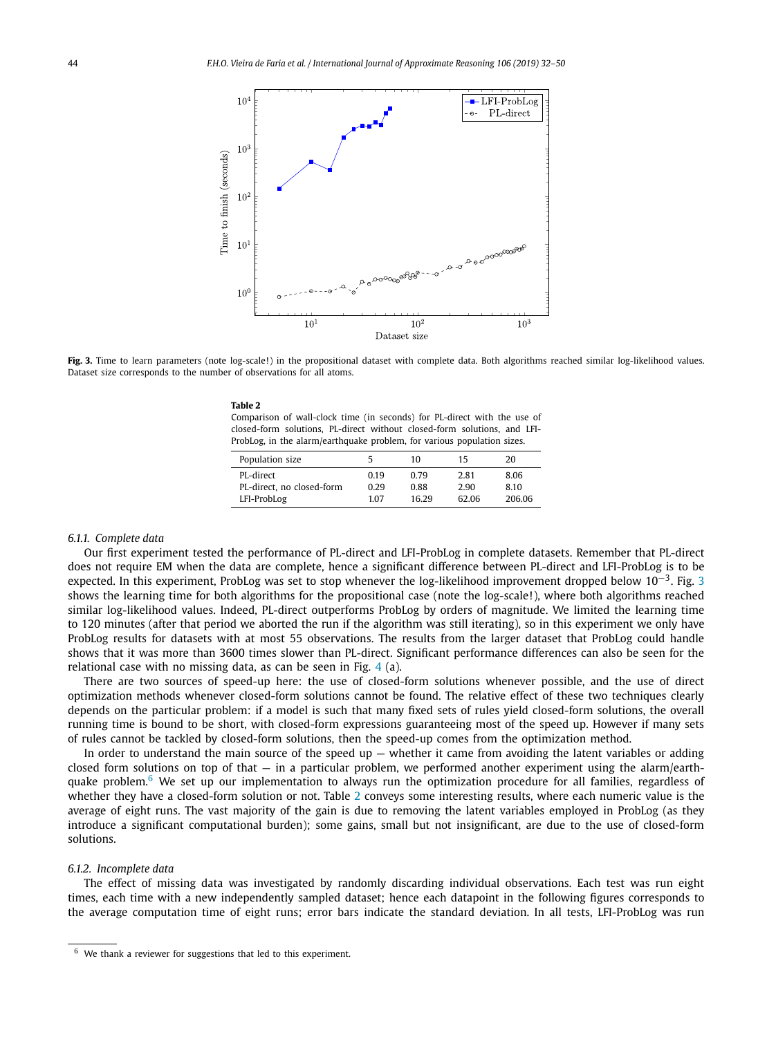**Fig. 3.** Time to learn parameters (note log-scale!) in the propositional dataset with complete data. Both algorithms reached similar log-likelihood values. Dataset size corresponds to the number of observations for all atoms.

**Table 2**
Comparison of wall-clock time (in seconds) for PL-direct with the use of closed-form solutions, PL-direct without closed-form solutions, and LFI-ProbLog, in the alarm/earthquake problem, for various population sizes.

| Population size | 5 | 10 | 15 | 20 |
|---|---|---|---|---|
| PL-direct | 0.19 | 0.79 | 2.81 | 8.06 |
| PL-direct, no closed-form | 0.29 | 0.88 | 2.90 | 8.10 |
| LFI-ProbLog | 1.07 | 16.29 | 62.06 | 206.06 |

#### 6.1.1. Complete data

Our first experiment tested the performance of PL-direct and LFI-ProbLog in complete datasets. Remember that PL-direct does not require EM when the data are complete, hence a significant difference between PL-direct and LFI-ProbLog is to be expected. In this experiment, ProbLog was set to stop whenever the log-likelihood improvement dropped below $10^{-3}$. Fig. 3 shows the learning time for both algorithms for the propositional case (note the log-scale!), where both algorithms reached similar log-likelihood values. Indeed, PL-direct outperforms ProbLog by orders of magnitude. We limited the learning time to 120 minutes (after that period we aborted the run if the algorithm was still iterating), so in this experiment we only have ProbLog results for datasets with at most 55 observations. The results from the larger dataset that ProbLog could handle shows that it was more than 3600 times slower than PL-direct. Significant performance differences can also be seen for the relational case with no missing data, as can be seen in Fig. 4 (a).

There are two sources of speed-up here: the use of closed-form solutions whenever possible, and the use of direct optimization methods whenever closed-form solutions cannot be found. The relative effect of these two techniques clearly depends on the particular problem: if a model is such that many fixed sets of rules yield closed-form solutions, the overall running time is bound to be short, with closed-form expressions guaranteeing most of the speed up. However if many sets of rules cannot be tackled by closed-form solutions, then the speed-up comes from the optimization method.

In order to understand the main source of the speed up — whether it came from avoiding the latent variables or adding closed form solutions on top of that — in a particular problem, we performed another experiment using the alarm/earthquake problem.[6] We set up our implementation to always run the optimization procedure for all families, regardless of whether they have a closed-form solution or not. Table 2 conveys some interesting results, where each numeric value is the average of eight runs. The vast majority of the gain is due to removing the latent variables employed in ProbLog (as they introduce a significant computational burden); some gains, small but not insignificant, are due to the use of closed-form solutions.

#### 6.1.2. Incomplete data

The effect of missing data was investigated by randomly discarding individual observations. Each test was run eight times, each time with a new independently sampled dataset; hence each datapoint in the following figures corresponds to the average computation time of eight runs; error bars indicate the standard deviation. In all tests, LFI-ProbLog was run

[6] We thank a reviewer for suggestions that led to this experiment.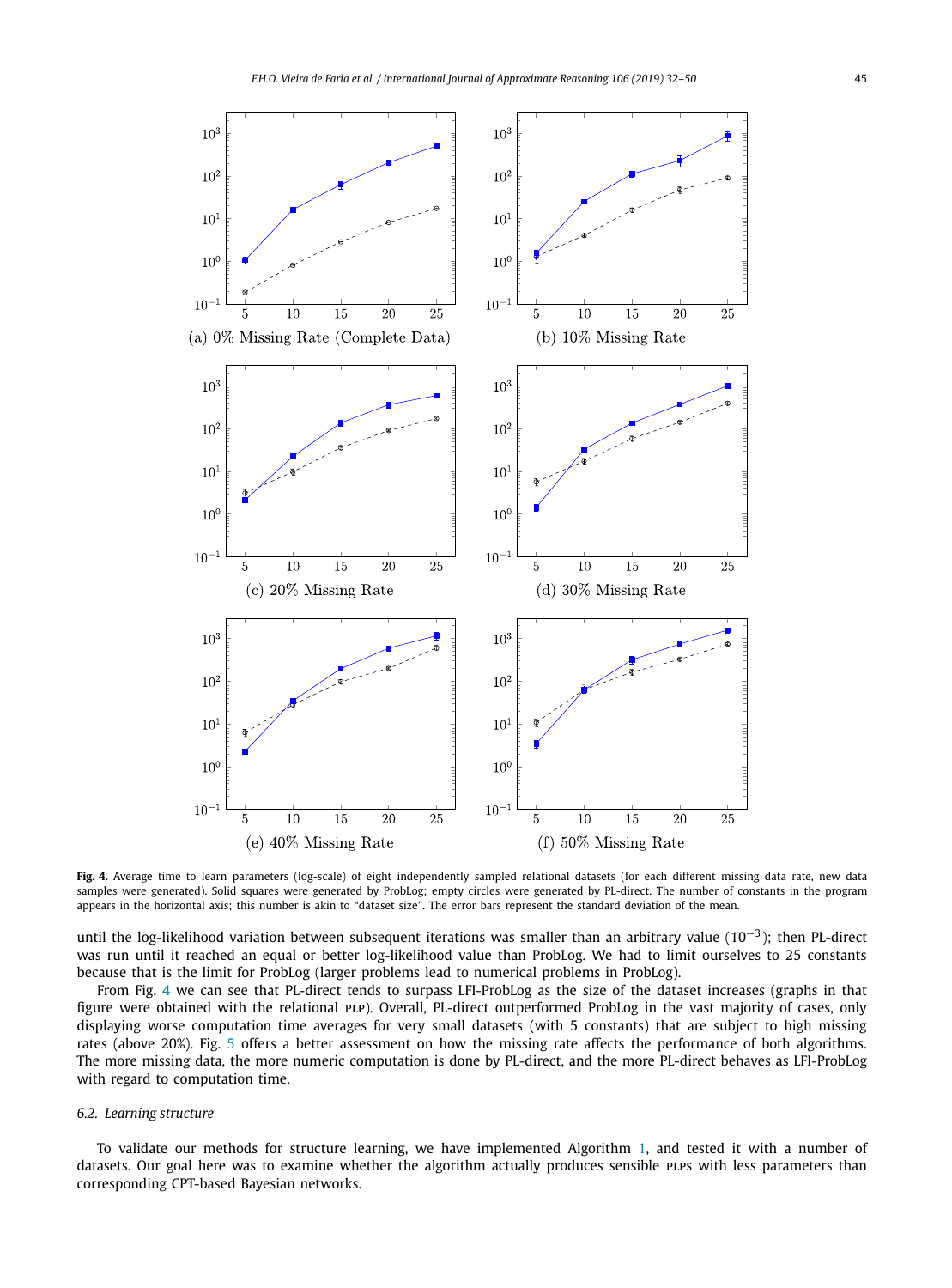**Fig. 4.** Average time to learn parameters (log-scale) of eight independently sampled relational datasets (for each different missing data rate, new data samples were generated). Solid squares were generated by ProbLog; empty circles were generated by PL-direct. The number of constants in the program appears in the horizontal axis; this number is akin to "dataset size". The error bars represent the standard deviation of the mean.

until the log-likelihood variation between subsequent iterations was smaller than an arbitrary value ($10^{-3}$); then PL-direct was run until it reached an equal or better log-likelihood value than ProbLog. We had to limit ourselves to 25 constants because that is the limit for ProbLog (larger problems lead to numerical problems in ProbLog).

From Fig. 4 we can see that PL-direct tends to surpass LFI-ProbLog as the size of the dataset increases (graphs in that figure were obtained with the relational PLP). Overall, PL-direct outperformed ProbLog in the vast majority of cases, only displaying worse computation time averages for very small datasets (with 5 constants) that are subject to high missing rates (above 20%). Fig. 5 offers a better assessment on how the missing rate affects the performance of both algorithms. The more missing data, the more numeric computation is done by PL-direct, and the more PL-direct behaves as LFI-ProbLog with regard to computation time.

### 6.2. Learning structure

To validate our methods for structure learning, we have implemented Algorithm 1, and tested it with a number of datasets. Our goal here was to examine whether the algorithm actually produces sensible PLPs with less parameters than corresponding CPT-based Bayesian networks.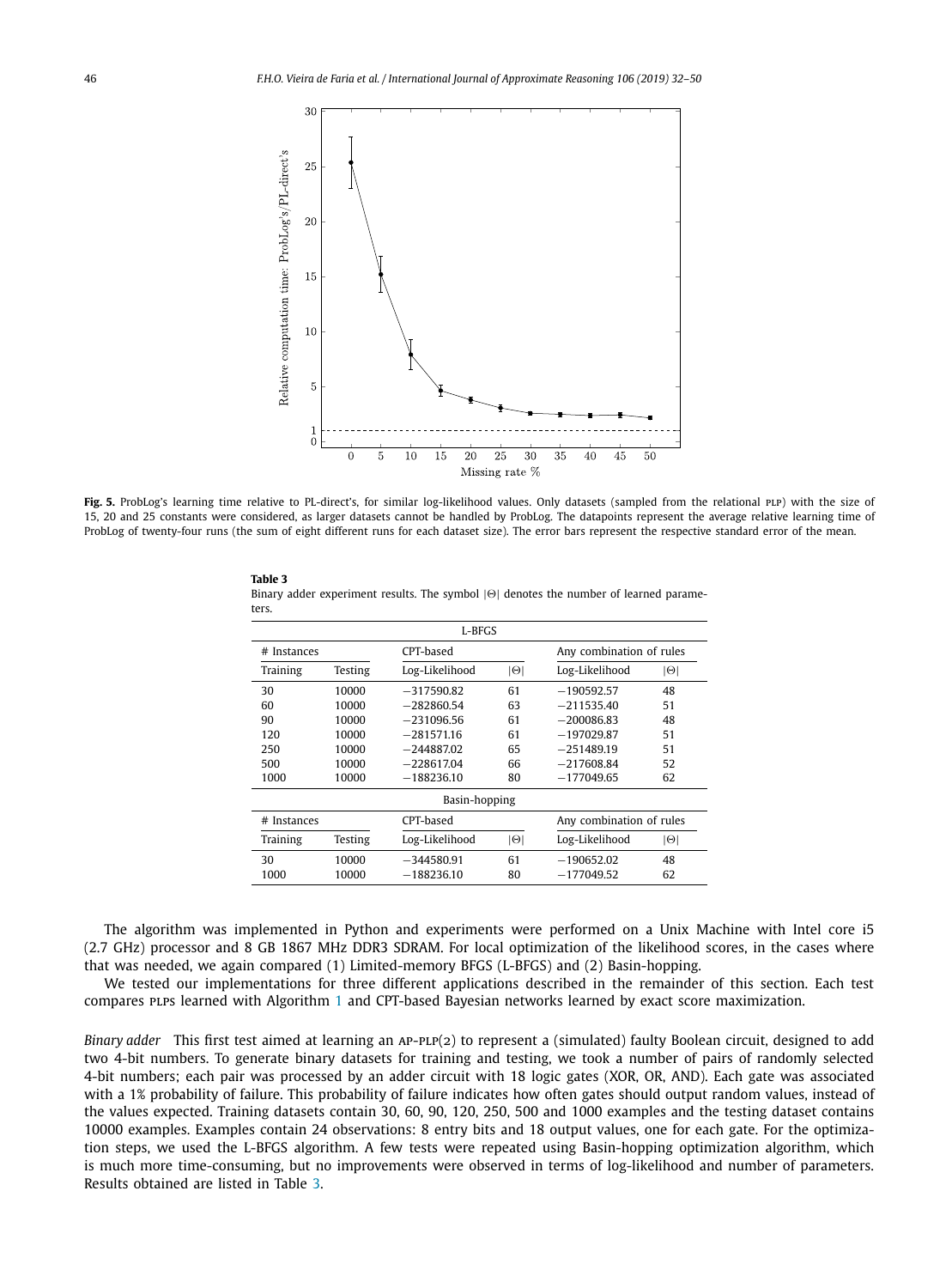**Fig. 5.** ProbLog's learning time relative to PL-direct's, for similar log-likelihood values. Only datasets (sampled from the relational PLP) with the size of 15, 20 and 25 constants were considered, as larger datasets cannot be handled by ProbLog. The datapoints represent the average relative learning time of ProbLog of twenty-four runs (the sum of eight different runs for each dataset size). The error bars represent the respective standard error of the mean.

**Table 3**
Binary adder experiment results. The symbol $|\Theta|$ denotes the number of learned parameters.

| L-BFGS | | | | | |
|---|---|---|---|---|---|
| # Instances | | CPT-based | | Any combination of rules | |
| Training | Testing | Log-Likelihood | $\|\Theta\|$ | Log-Likelihood | $\|\Theta\|$ |
| 30 | 10000 | −317590.82 | 61 | −190592.57 | 48 |
| 60 | 10000 | −282860.54 | 63 | −211535.40 | 51 |
| 90 | 10000 | −231096.56 | 61 | −200086.83 | 48 |
| 120 | 10000 | −281571.16 | 61 | −197029.87 | 51 |
| 250 | 10000 | −244887.02 | 65 | −251489.19 | 51 |
| 500 | 10000 | −228617.04 | 66 | −217608.84 | 52 |
| 1000 | 10000 | −188236.10 | 80 | −177049.65 | 62 |
| **Basin-hopping** | | | | | |
| # Instances | | CPT-based | | Any combination of rules | |
| Training | Testing | Log-Likelihood | $\|\Theta\|$ | Log-Likelihood | $\|\Theta\|$ |
| 30 | 10000 | −344580.91 | 61 | −190652.02 | 48 |
| 1000 | 10000 | −188236.10 | 80 | −177049.52 | 62 |

The algorithm was implemented in Python and experiments were performed on a Unix Machine with Intel core i5 (2.7 GHz) processor and 8 GB 1867 MHz DDR3 SDRAM. For local optimization of the likelihood scores, in the cases where that was needed, we again compared (1) Limited-memory BFGS (L-BFGS) and (2) Basin-hopping.

We tested our implementations for three different applications described in the remainder of this section. Each test compares PLPs learned with Algorithm 1 and CPT-based Bayesian networks learned by exact score maximization.

*Binary adder* This first test aimed at learning an AP-PLP(2) to represent a (simulated) faulty Boolean circuit, designed to add two 4-bit numbers. To generate binary datasets for training and testing, we took a number of pairs of randomly selected 4-bit numbers; each pair was processed by an adder circuit with 18 logic gates (XOR, OR, AND). Each gate was associated with a 1% probability of failure. This probability of failure indicates how often gates should output random values, instead of the values expected. Training datasets contain 30, 60, 90, 120, 250, 500 and 1000 examples and the testing dataset contains 10000 examples. Examples contain 24 observations: 8 entry bits and 18 output values, one for each gate. For the optimization steps, we used the L-BFGS algorithm. A few tests were repeated using Basin-hopping optimization algorithm, which is much more time-consuming, but no improvements were observed in terms of log-likelihood and number of parameters. Results obtained are listed in Table 3.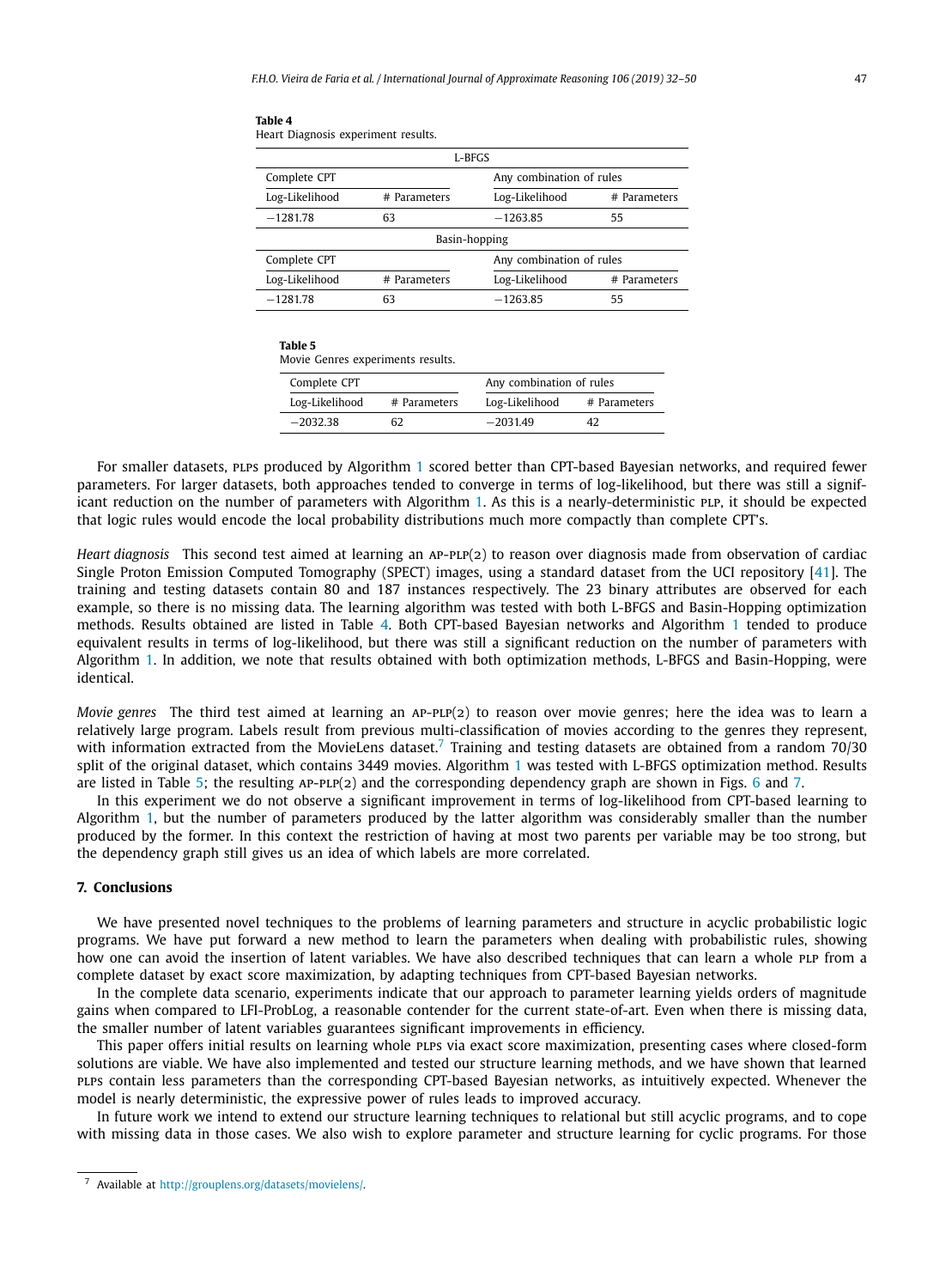**Table 4**
Heart Diagnosis experiment results.

| L-BFGS | | | |
|---|---|---|---|
| Complete CPT | | Any combination of rules | |
| Log-Likelihood | # Parameters | Log-Likelihood | # Parameters |
| −1281.78 | 63 | −1263.85 | 55 |
| **Basin-hopping** | | | |
| Complete CPT | | Any combination of rules | |
| Log-Likelihood | # Parameters | Log-Likelihood | # Parameters |
| −1281.78 | 63 | −1263.85 | 55 |

**Table 5**
Movie Genres experiments results.

| Complete CPT | | Any combination of rules | |
|---|---|---|---|
| Log-Likelihood | # Parameters | Log-Likelihood | # Parameters |
| −2032.38 | 62 | −2031.49 | 42 |

For smaller datasets, PLPs produced by Algorithm 1 scored better than CPT-based Bayesian networks, and required fewer parameters. For larger datasets, both approaches tended to converge in terms of log-likelihood, but there was still a significant reduction on the number of parameters with Algorithm 1. As this is a nearly-deterministic PLP, it should be expected that logic rules would encode the local probability distributions much more compactly than complete CPT's.

*Heart diagnosis* This second test aimed at learning an AP-PLP(2) to reason over diagnosis made from observation of cardiac Single Proton Emission Computed Tomography (SPECT) images, using a standard dataset from the UCI repository [41]. The training and testing datasets contain 80 and 187 instances respectively. The 23 binary attributes are observed for each example, so there is no missing data. The learning algorithm was tested with both L-BFGS and Basin-Hopping optimization methods. Results obtained are listed in Table 4. Both CPT-based Bayesian networks and Algorithm 1 tended to produce equivalent results in terms of log-likelihood, but there was still a significant reduction on the number of parameters with Algorithm 1. In addition, we note that results obtained with both optimization methods, L-BFGS and Basin-Hopping, were identical.

*Movie genres* The third test aimed at learning an AP-PLP(2) to reason over movie genres; here the idea was to learn a relatively large program. Labels result from previous multi-classification of movies according to the genres they represent, with information extracted from the MovieLens dataset.[7] Training and testing datasets are obtained from a random 70/30 split of the original dataset, which contains 3449 movies. Algorithm 1 was tested with L-BFGS optimization method. Results are listed in Table 5; the resulting AP-PLP(2) and the corresponding dependency graph are shown in Figs. 6 and 7.

In this experiment we do not observe a significant improvement in terms of log-likelihood from CPT-based learning to Algorithm 1, but the number of parameters produced by the latter algorithm was considerably smaller than the number produced by the former. In this context the restriction of having at most two parents per variable may be too strong, but the dependency graph still gives us an idea of which labels are more correlated.

## 7. Conclusions

We have presented novel techniques to the problems of learning parameters and structure in acyclic probabilistic logic programs. We have put forward a new method to learn the parameters when dealing with probabilistic rules, showing how one can avoid the insertion of latent variables. We have also described techniques that can learn a whole PLP from a complete dataset by exact score maximization, by adapting techniques from CPT-based Bayesian networks.

In the complete data scenario, experiments indicate that our approach to parameter learning yields orders of magnitude gains when compared to LFI-ProbLog, a reasonable contender for the current state-of-art. Even when there is missing data, the smaller number of latent variables guarantees significant improvements in efficiency.

This paper offers initial results on learning whole PLPs via exact score maximization, presenting cases where closed-form solutions are viable. We have also implemented and tested our structure learning methods, and we have shown that learned PLPs contain less parameters than the corresponding CPT-based Bayesian networks, as intuitively expected. Whenever the model is nearly deterministic, the expressive power of rules leads to improved accuracy.

In future work we intend to extend our structure learning techniques to relational but still acyclic programs, and to cope with missing data in those cases. We also wish to explore parameter and structure learning for cyclic programs. For those

[7] Available at http://grouplens.org/datasets/movielens/.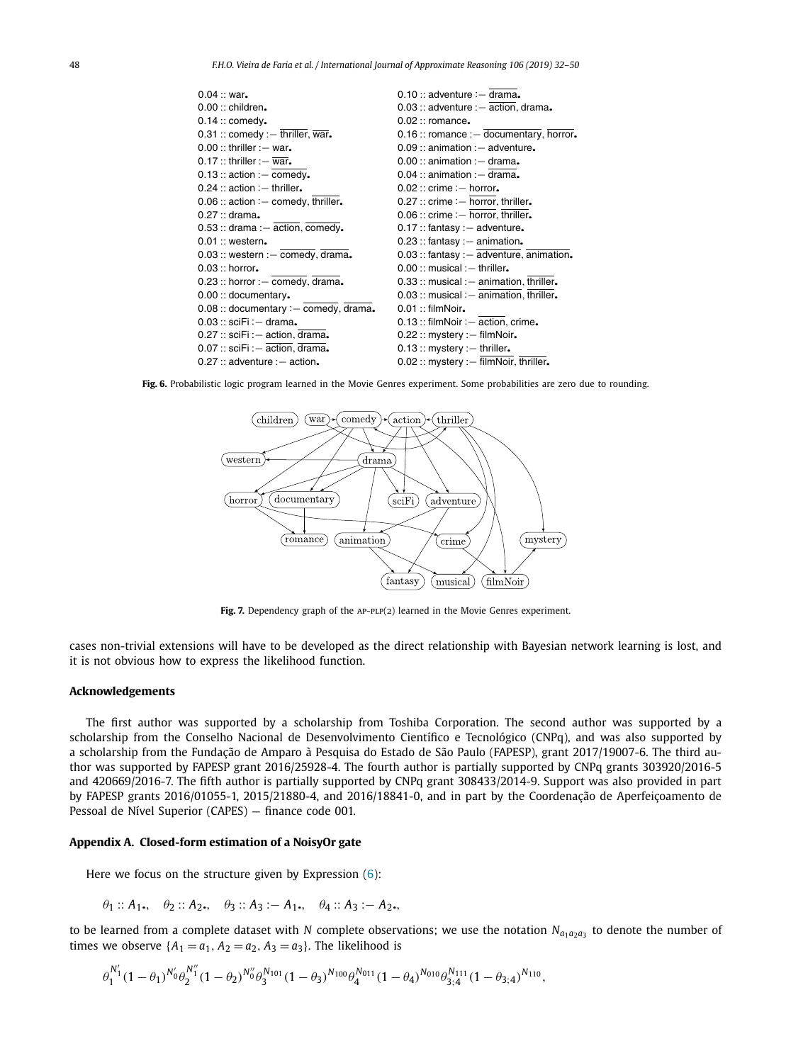$0.04 :: \text{war}.$
$0.00 :: \text{children}.$
$0.14 :: \text{comedy}.$
$0.31 :: \text{comedy} :- \overline{\text{thriller}}, \overline{\text{war}}.$
$0.00 :: \text{thriller} :- \text{war}.$
$0.17 :: \text{thriller} :- \overline{\text{war}}.$
$0.13 :: \text{action} :- \overline{\text{comedy}}.$
$0.24 :: \text{action} :- \text{thriller}.$
$0.06 :: \text{action} :- \text{comedy}, \overline{\text{thriller}}.$
$0.27 :: \text{drama}.$
$0.53 :: \text{drama} :- \overline{\text{action}}, \overline{\text{comedy}}.$
$0.01 :: \text{western}.$
$0.03 :: \text{western} :- \overline{\text{comedy}}, \overline{\text{drama}}.$
$0.03 :: \text{horror}.$
$0.23 :: \text{horror} :- \overline{\text{comedy}}, \overline{\text{drama}}.$
$0.00 :: \text{documentary}.$
$0.08 :: \text{documentary} :- \overline{\text{comedy}}, \overline{\text{drama}}.$
$0.03 :: \text{sciFi} :- \text{drama}.$
$0.27 :: \text{sciFi} :- \text{action}, \overline{\text{drama}}.$
$0.07 :: \text{sciFi} :- \overline{\text{action}}, \overline{\text{drama}}.$
$0.27 :: \text{adventure} :- \text{action}.$
$0.10 :: \text{adventure} :- \overline{\text{drama}}.$
$0.03 :: \text{adventure} :- \overline{\text{action}}, \text{drama}.$
$0.02 :: \text{romance}.$
$0.16 :: \text{romance} :- \overline{\text{documentary}}, \overline{\text{horror}}.$
$0.09 :: \text{animation} :- \text{adventure}.$
$0.00 :: \text{animation} :- \text{drama}.$
$0.04 :: \text{animation} :- \overline{\text{drama}}.$
$0.02 :: \text{crime} :- \text{horror}.$
$0.27 :: \text{crime} :- \overline{\text{horror}}, \text{thriller}.$
$0.06 :: \text{crime} :- \overline{\text{horror}}, \overline{\text{thriller}}.$
$0.17 :: \text{fantasy} :- \text{adventure}.$
$0.23 :: \text{fantasy} :- \text{animation}.$
$0.03 :: \text{fantasy} :- \overline{\text{adventure}}, \overline{\text{animation}}.$
$0.00 :: \text{musical} :- \text{thriller}.$
$0.33 :: \text{musical} :- \text{animation}, \overline{\text{thriller}}.$
$0.03 :: \text{musical} :- \overline{\text{animation}}, \overline{\text{thriller}}.$
$0.01 :: \text{filmNoir}.$
$0.13 :: \text{filmNoir} :- \overline{\text{action}}, \text{crime}.$
$0.22 :: \text{mystery} :- \text{filmNoir}.$
$0.13 :: \text{mystery} :- \overline{\text{thriller}}.$
$0.02 :: \text{mystery} :- \overline{\text{filmNoir}}, \overline{\text{thriller}}.$

**Fig. 6.** Probabilistic logic program learned in the Movie Genres experiment. Some probabilities are zero due to rounding.

**Fig. 7.** Dependency graph of the AP-PLP(2) learned in the Movie Genres experiment.

cases non-trivial extensions will have to be developed as the direct relationship with Bayesian network learning is lost, and it is not obvious how to express the likelihood function.

## Acknowledgements

The first author was supported by a scholarship from Toshiba Corporation. The second author was supported by a scholarship from the Conselho Nacional de Desenvolvimento Científico e Tecnológico (CNPq), and was also supported by a scholarship from the Fundação de Amparo à Pesquisa do Estado de São Paulo (FAPESP), grant 2017/19007-6. The third author was supported by FAPESP grant 2016/25928-4. The fourth author is partially supported by CNPq grants 303920/2016-5 and 420669/2016-7. The fifth author is partially supported by CNPq grant 308433/2014-9. Support was also provided in part by FAPESP grants 2016/01055-1, 2015/21880-4, and 2016/18841-0, and in part by the Coordenação de Aperfeiçoamento de Pessoal de Nível Superior (CAPES) — finance code 001.

## Appendix A. Closed-form estimation of a NoisyOr gate

Here we focus on the structure given by Expression (6):

$$\theta_1 :: A_1., \quad \theta_2 :: A_2., \quad \theta_3 :: A_3 :- A_1., \quad \theta_4 :: A_3 :- A_2.,$$

to be learned from a complete dataset with $N$ complete observations; we use the notation $N_{a_1a_2a_3}$ to denote the number of times we observe $\{A_1 = a_1, A_2 = a_2, A_3 = a_3\}$. The likelihood is

$$\theta_1^{N'_1}(1-\theta_1)^{N'_0}\theta_2^{N''_1}(1-\theta_2)^{N''_0}\theta_3^{N_{101}}(1-\theta_3)^{N_{100}}\theta_4^{N_{011}}(1-\theta_4)^{N_{010}}\theta_{3;4}^{N_{111}}(1-\theta_{3;4})^{N_{110}},$$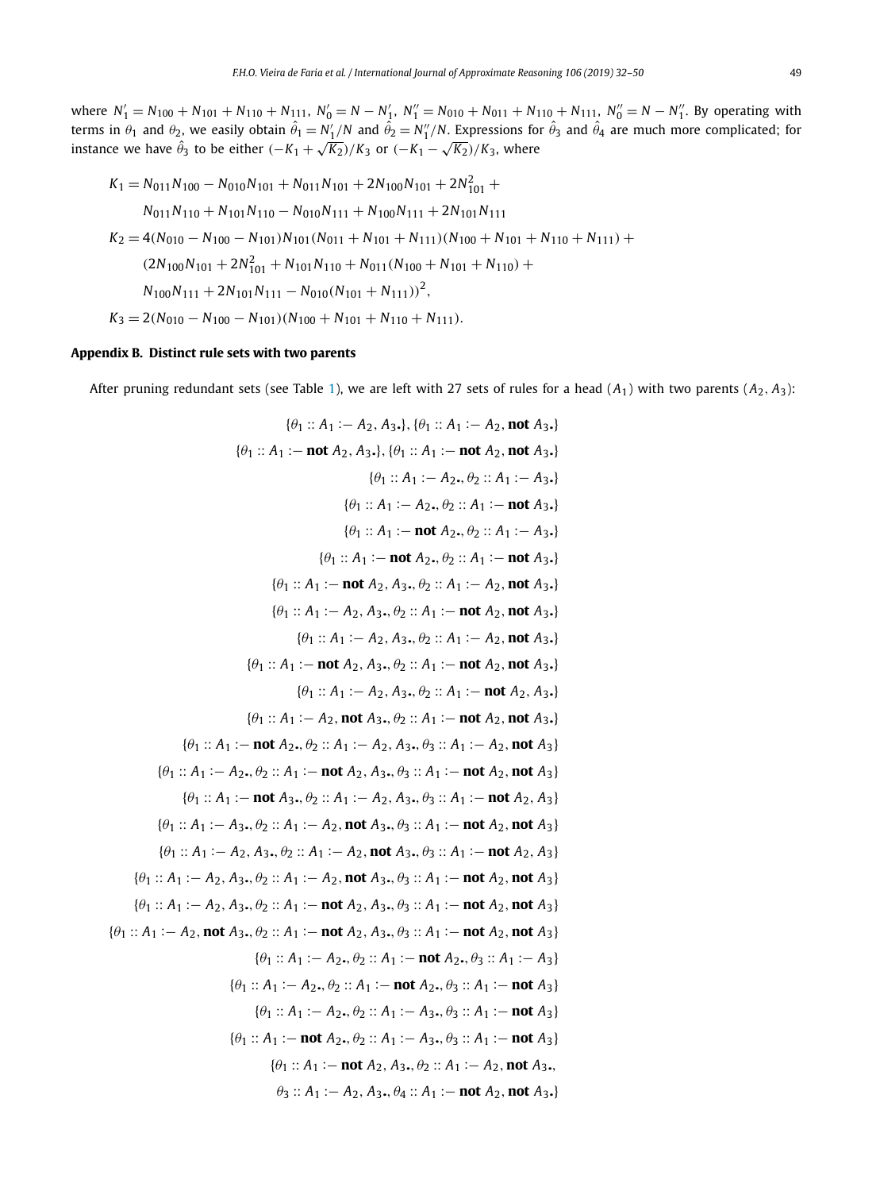where $N_1' = N_{100} + N_{101} + N_{110} + N_{111}$, $N_0' = N - N_1'$, $N_1'' = N_{010} + N_{011} + N_{110} + N_{111}$, $N_0'' = N - N_1''$. By operating with terms in $\theta_1$ and $\theta_2$, we easily obtain $\hat{\theta}_1 = N_1'/N$ and $\hat{\theta}_2 = N_1''/N$. Expressions for $\hat{\theta}_3$ and $\hat{\theta}_4$ are much more complicated; for instance we have $\hat{\theta}_3$ to be either $(-K_1 + \sqrt{K_2})/K_3$ or $(-K_1 - \sqrt{K_2})/K_3$, where

$$
\begin{aligned}
K_1 &= N_{011}N_{100} - N_{010}N_{101} + N_{011}N_{101} + 2N_{100}N_{101} + 2N_{101}^2 + \\
&\quad N_{011}N_{110} + N_{101}N_{110} - N_{010}N_{111} + N_{100}N_{111} + 2N_{101}N_{111} \\
K_2 &= 4(N_{010} - N_{100} - N_{101})N_{101}(N_{011} + N_{101} + N_{111})(N_{100} + N_{101} + N_{110} + N_{111}) + \\
&\quad (2N_{100}N_{101} + 2N_{101}^2 + N_{101}N_{110} + N_{011}(N_{100} + N_{101} + N_{110}) + \\
&\quad N_{100}N_{111} + 2N_{101}N_{111} - N_{010}(N_{101} + N_{111}))^2, \\
K_3 &= 2(N_{010} - N_{100} - N_{101})(N_{100} + N_{101} + N_{110} + N_{111}).
\end{aligned}
$$

## Appendix B. Distinct rule sets with two parents

After pruning redundant sets (see Table 1), we are left with 27 sets of rules for a head ($A_1$) with two parents ($A_2, A_3$):

$$
\begin{gathered}
\{\theta_1 :: A_1 :- A_2, A_3.\}, \{\theta_1 :: A_1 :- A_2, \textbf{not } A_3.\} \\
\{\theta_1 :: A_1 :- \textbf{not } A_2, A_3.\}, \{\theta_1 :: A_1 :- \textbf{not } A_2, \textbf{not } A_3.\} \\
\{\theta_1 :: A_1 :- A_2., \theta_2 :: A_1 :- A_3.\} \\
\{\theta_1 :: A_1 :- A_2., \theta_2 :: A_1 :- \textbf{not } A_3.\} \\
\{\theta_1 :: A_1 :- \textbf{not } A_2., \theta_2 :: A_1 :- A_3.\} \\
\{\theta_1 :: A_1 :- \textbf{not } A_2., \theta_2 :: A_1 :- \textbf{not } A_3.\} \\
\{\theta_1 :: A_1 :- \textbf{not } A_2, A_3., \theta_2 :: A_1 :- A_2, \textbf{not } A_3.\} \\
\{\theta_1 :: A_1 :- A_2, A_3., \theta_2 :: A_1 :- \textbf{not } A_2, \textbf{not } A_3.\} \\
\{\theta_1 :: A_1 :- A_2, A_3., \theta_2 :: A_1 :- A_2, \textbf{not } A_3.\} \\
\{\theta_1 :: A_1 :- \textbf{not } A_2, A_3., \theta_2 :: A_1 :- \textbf{not } A_2, \textbf{not } A_3.\} \\
\{\theta_1 :: A_1 :- A_2, A_3., \theta_2 :: A_1 :- \textbf{not } A_2, A_3.\} \\
\{\theta_1 :: A_1 :- A_2, \textbf{not } A_3., \theta_2 :: A_1 :- \textbf{not } A_2, \textbf{not } A_3.\} \\
\{\theta_1 :: A_1 :- \textbf{not } A_2., \theta_2 :: A_1 :- A_2, A_3., \theta_3 :: A_1 :- A_2, \textbf{not } A_3\} \\
\{\theta_1 :: A_1 :- A_2., \theta_2 :: A_1 :- \textbf{not } A_2, A_3., \theta_3 :: A_1 :- \textbf{not } A_2, \textbf{not } A_3\} \\
\{\theta_1 :: A_1 :- \textbf{not } A_3., \theta_2 :: A_1 :- A_2, A_3., \theta_3 :: A_1 :- \textbf{not } A_2, A_3\} \\
\{\theta_1 :: A_1 :- A_3., \theta_2 :: A_1 :- A_2, \textbf{not } A_3., \theta_3 :: A_1 :- \textbf{not } A_2, \textbf{not } A_3\} \\
\{\theta_1 :: A_1 :- A_2, A_3., \theta_2 :: A_1 :- A_2, \textbf{not } A_3., \theta_3 :: A_1 :- \textbf{not } A_2, A_3\} \\
\{\theta_1 :: A_1 :- A_2, A_3., \theta_2 :: A_1 :- A_2, \textbf{not } A_3., \theta_3 :: A_1 :- \textbf{not } A_2, \textbf{not } A_3\} \\
\{\theta_1 :: A_1 :- A_2, A_3., \theta_2 :: A_1 :- \textbf{not } A_2, A_3., \theta_3 :: A_1 :- \textbf{not } A_2, \textbf{not } A_3\} \\
\{\theta_1 :: A_1 :- A_2, \textbf{not } A_3., \theta_2 :: A_1 :- \textbf{not } A_2, A_3., \theta_3 :: A_1 :- \textbf{not } A_2, \textbf{not } A_3\} \\
\{\theta_1 :: A_1 :- A_2., \theta_2 :: A_1 :- \textbf{not } A_2., \theta_3 :: A_1 :- A_3\} \\
\{\theta_1 :: A_1 :- A_2., \theta_2 :: A_1 :- \textbf{not } A_2., \theta_3 :: A_1 :- \textbf{not } A_3\} \\
\{\theta_1 :: A_1 :- A_2., \theta_2 :: A_1 :- A_3., \theta_3 :: A_1 :- \textbf{not } A_3\} \\
\{\theta_1 :: A_1 :- \textbf{not } A_2., \theta_2 :: A_1 :- A_3., \theta_3 :: A_1 :- \textbf{not } A_3\} \\
\{\theta_1 :: A_1 :- \textbf{not } A_2, A_3., \theta_2 :: A_1 :- A_2, \textbf{not } A_3., \\
\theta_3 :: A_1 :- A_2, A_3., \theta_4 :: A_1 :- \textbf{not } A_2, \textbf{not } A_3.\}
\end{gathered}
$$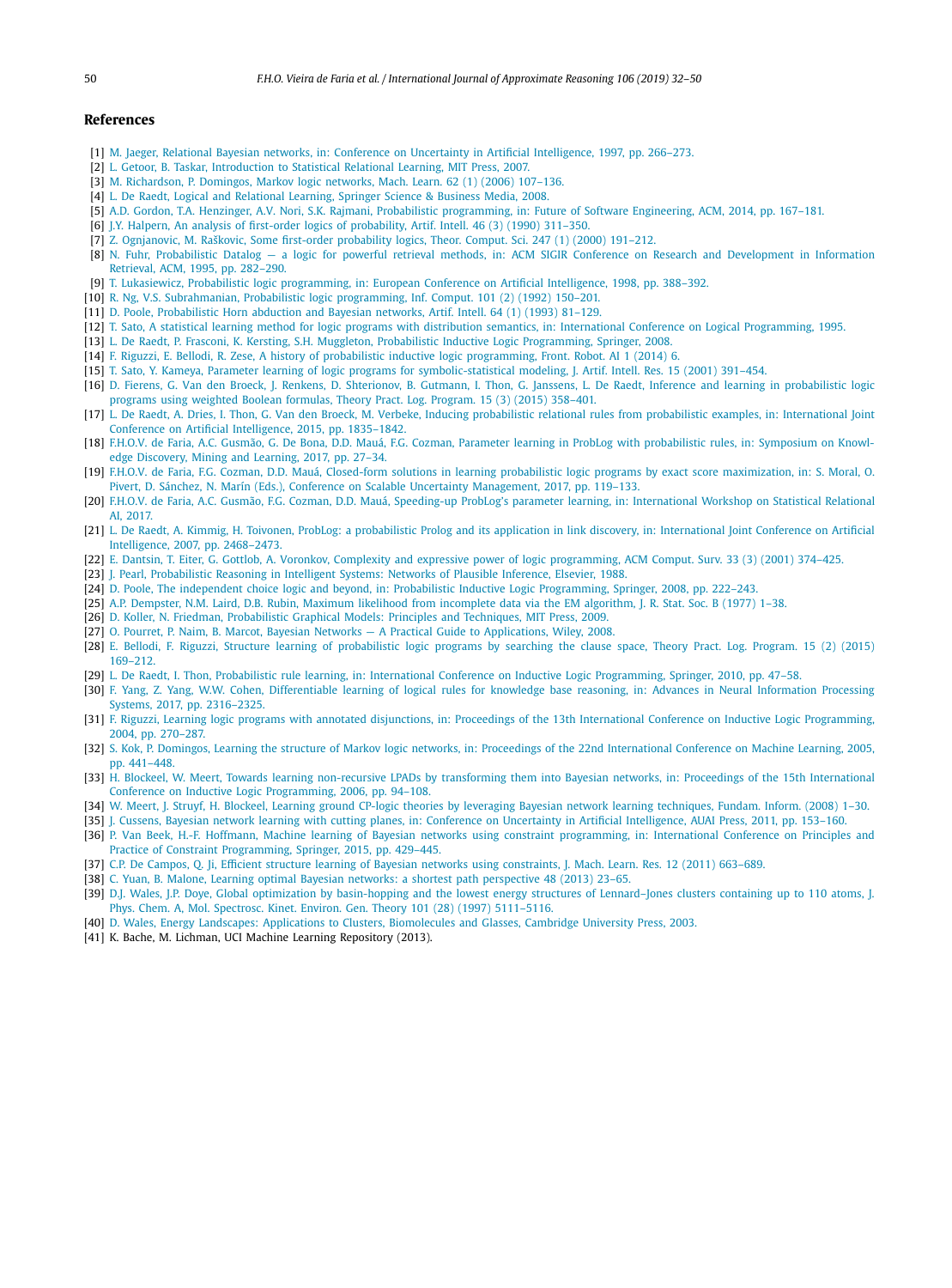## References

[1] M. Jaeger, Relational Bayesian networks, in: Conference on Uncertainty in Artificial Intelligence, 1997, pp. 266–273.
[2] L. Getoor, B. Taskar, Introduction to Statistical Relational Learning, MIT Press, 2007.
[3] M. Richardson, P. Domingos, Markov logic networks, Mach. Learn. 62 (1) (2006) 107–136.
[4] L. De Raedt, Logical and Relational Learning, Springer Science & Business Media, 2008.
[5] A.D. Gordon, T.A. Henzinger, A.V. Nori, S.K. Rajmani, Probabilistic programming, in: Future of Software Engineering, ACM, 2014, pp. 167–181.
[6] J.Y. Halpern, An analysis of first-order logics of probability, Artif. Intell. 46 (3) (1990) 311–350.
[7] Z. Ognjanovic, M. Raškovic, Some first-order probability logics, Theor. Comput. Sci. 247 (1) (2000) 191–212.
[8] N. Fuhr, Probabilistic Datalog — a logic for powerful retrieval methods, in: ACM SIGIR Conference on Research and Development in Information Retrieval, ACM, 1995, pp. 282–290.
[9] T. Lukasiewicz, Probabilistic logic programming, in: European Conference on Artificial Intelligence, 1998, pp. 388–392.
[10] R. Ng, V.S. Subrahmanian, Probabilistic logic programming, Inf. Comput. 101 (2) (1992) 150–201.
[11] D. Poole, Probabilistic Horn abduction and Bayesian networks, Artif. Intell. 64 (1) (1993) 81–129.
[12] T. Sato, A statistical learning method for logic programs with distribution semantics, in: International Conference on Logical Programming, 1995.
[13] L. De Raedt, P. Frasconi, K. Kersting, S.H. Muggleton, Probabilistic Inductive Logic Programming, Springer, 2008.
[14] F. Riguzzi, E. Bellodi, R. Zese, A history of probabilistic inductive logic programming, Front. Robot. AI 1 (2014) 6.
[15] T. Sato, Y. Kameya, Parameter learning of logic programs for symbolic-statistical modeling, J. Artif. Intell. Res. 15 (2001) 391–454.
[16] D. Fierens, G. Van den Broeck, J. Renkens, D. Shterionov, B. Gutmann, I. Thon, G. Janssens, L. De Raedt, Inference and learning in probabilistic logic programs using weighted Boolean formulas, Theory Pract. Log. Program. 15 (3) (2015) 358–401.
[17] L. De Raedt, A. Dries, I. Thon, G. Van den Broeck, M. Verbeke, Inducing probabilistic relational rules from probabilistic examples, in: International Joint Conference on Artificial Intelligence, 2015, pp. 1835–1842.
[18] F.H.O.V. de Faria, A.C. Gusmão, G. De Bona, D.D. Mauá, F.G. Cozman, Parameter learning in ProbLog with probabilistic rules, in: Symposium on Knowledge Discovery, Mining and Learning, 2017, pp. 27–34.
[19] F.H.O.V. de Faria, F.G. Cozman, D.D. Mauá, Closed-form solutions in learning probabilistic logic programs by exact score maximization, in: S. Moral, O. Pivert, D. Sánchez, N. Marín (Eds.), Conference on Scalable Uncertainty Management, 2017, pp. 119–133.
[20] F.H.O.V. de Faria, A.C. Gusmão, F.G. Cozman, D.D. Mauá, Speeding-up ProbLog's parameter learning, in: International Workshop on Statistical Relational AI, 2017.
[21] L. De Raedt, A. Kimmig, H. Toivonen, ProbLog: a probabilistic Prolog and its application in link discovery, in: International Joint Conference on Artificial Intelligence, 2007, pp. 2468–2473.
[22] E. Dantsin, T. Eiter, G. Gottlob, A. Voronkov, Complexity and expressive power of logic programming, ACM Comput. Surv. 33 (3) (2001) 374–425.
[23] J. Pearl, Probabilistic Reasoning in Intelligent Systems: Networks of Plausible Inference, Elsevier, 1988.
[24] D. Poole, The independent choice logic and beyond, in: Probabilistic Inductive Logic Programming, Springer, 2008, pp. 222–243.
[25] A.P. Dempster, N.M. Laird, D.B. Rubin, Maximum likelihood from incomplete data via the EM algorithm, J. R. Stat. Soc. B (1977) 1–38.
[26] D. Koller, N. Friedman, Probabilistic Graphical Models: Principles and Techniques, MIT Press, 2009.
[27] O. Pourret, P. Naim, B. Marcot, Bayesian Networks — A Practical Guide to Applications, Wiley, 2008.
[28] E. Bellodi, F. Riguzzi, Structure learning of probabilistic logic programs by searching the clause space, Theory Pract. Log. Program. 15 (2) (2015) 169–212.
[29] L. De Raedt, I. Thon, Probabilistic rule learning, in: International Conference on Inductive Logic Programming, Springer, 2010, pp. 47–58.
[30] F. Yang, Z. Yang, W.W. Cohen, Differentiable learning of logical rules for knowledge base reasoning, in: Advances in Neural Information Processing Systems, 2017, pp. 2316–2325.
[31] F. Riguzzi, Learning logic programs with annotated disjunctions, in: Proceedings of the 13th International Conference on Inductive Logic Programming, 2004, pp. 270–287.
[32] S. Kok, P. Domingos, Learning the structure of Markov logic networks, in: Proceedings of the 22nd International Conference on Machine Learning, 2005, pp. 441–448.
[33] H. Blockeel, W. Meert, Towards learning non-recursive LPADs by transforming them into Bayesian networks, in: Proceedings of the 15th International Conference on Inductive Logic Programming, 2006, pp. 94–108.
[34] W. Meert, J. Struyf, H. Blockeel, Learning ground CP-logic theories by leveraging Bayesian network learning techniques, Fundam. Inform. (2008) 1–30.
[35] J. Cussens, Bayesian network learning with cutting planes, in: Conference on Uncertainty in Artificial Intelligence, AUAI Press, 2011, pp. 153–160.
[36] P. Van Beek, H.-F. Hoffmann, Machine learning of Bayesian networks using constraint programming, in: International Conference on Principles and Practice of Constraint Programming, Springer, 2015, pp. 429–445.
[37] C.P. De Campos, Q. Ji, Efficient structure learning of Bayesian networks using constraints, J. Mach. Learn. Res. 12 (2011) 663–689.
[38] C. Yuan, B. Malone, Learning optimal Bayesian networks: a shortest path perspective 48 (2013) 23–65.
[39] D.J. Wales, J.P. Doye, Global optimization by basin-hopping and the lowest energy structures of Lennard–Jones clusters containing up to 110 atoms, J. Phys. Chem. A, Mol. Spectrosc. Kinet. Environ. Gen. Theory 101 (28) (1997) 5111–5116.
[40] D. Wales, Energy Landscapes: Applications to Clusters, Biomolecules and Glasses, Cambridge University Press, 2003.
[41] K. Bache, M. Lichman, UCI Machine Learning Repository (2013).